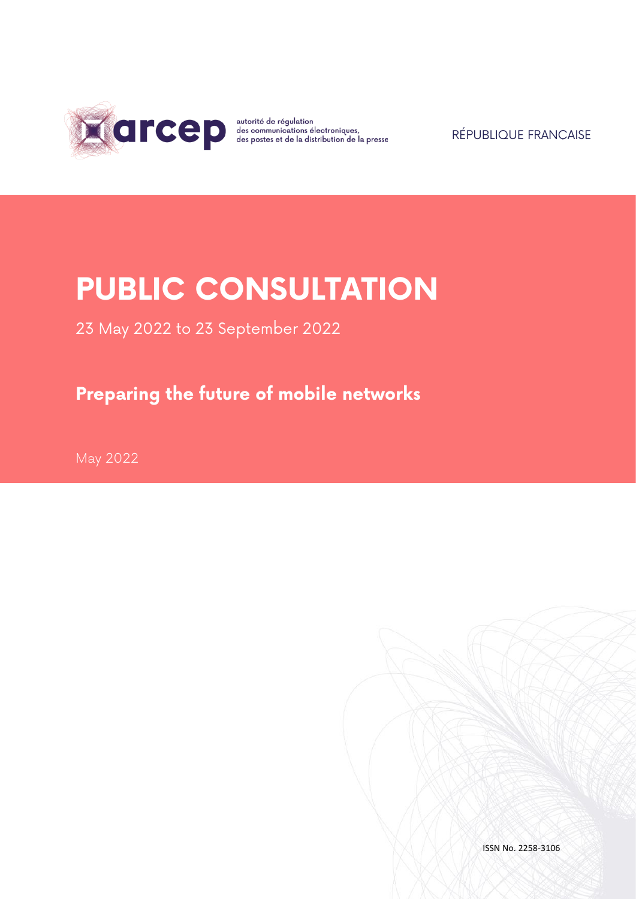arcep

autorité de régulation des communications électroniques, des postes et de la distribution de la presse

RÉPUBLIQUE FRANCAISE

# PUBLIC CONSULTATION

23 May 2022 to 23 September 2022

## Preparing the future of mobile networks

May 2022

ISSN No. 2258-3106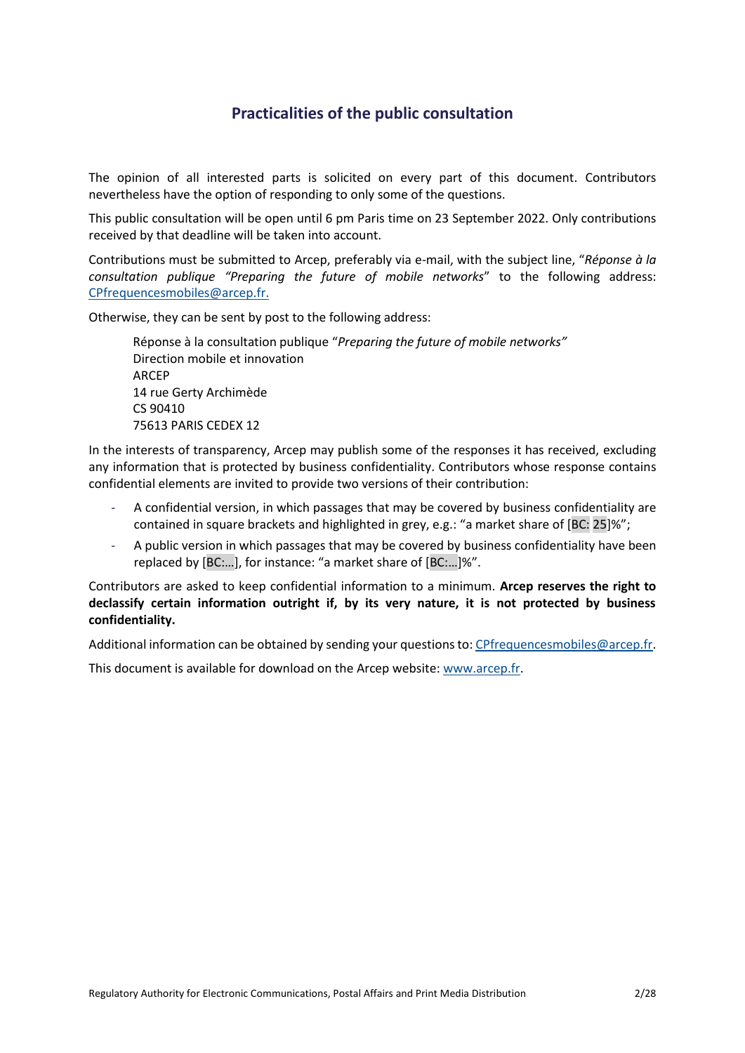## Practicalities of the public consultation

The opinion of all interested parts is solicited on every part of this document. Contributors nevertheless have the option of responding to only some of the questions.

This public consultation will be open until 6 pm Paris time on 23 September 2022. Only contributions received by that deadline will be taken into account.

Contributions must be submitted to Arcep, preferably via e-mail, with the subject line, "*Réponse à la consultation publique "Preparing the future of mobile networks*" to the following address: CPfrequencesmobiles@arcep.fr.

Otherwise, they can be sent by post to the following address:

> Réponse à la consultation publique "*Preparing the future of mobile networks"*
> Direction mobile et innovation
> ARCEP
> 14 rue Gerty Archimède
> CS 90410
> 75613 PARIS CEDEX 12

In the interests of transparency, Arcep may publish some of the responses it has received, excluding any information that is protected by business confidentiality. Contributors whose response contains confidential elements are invited to provide two versions of their contribution:

- A confidential version, in which passages that may be covered by business confidentiality are contained in square brackets and highlighted in grey, e.g.: "a market share of [BC: 25]%";
- A public version in which passages that may be covered by business confidentiality have been replaced by [BC:…], for instance: "a market share of [BC:…]%".

Contributors are asked to keep confidential information to a minimum. **Arcep reserves the right to declassify certain information outright if, by its very nature, it is not protected by business confidentiality.**

Additional information can be obtained by sending your questions to: CPfrequencesmobiles@arcep.fr.

This document is available for download on the Arcep website: www.arcep.fr.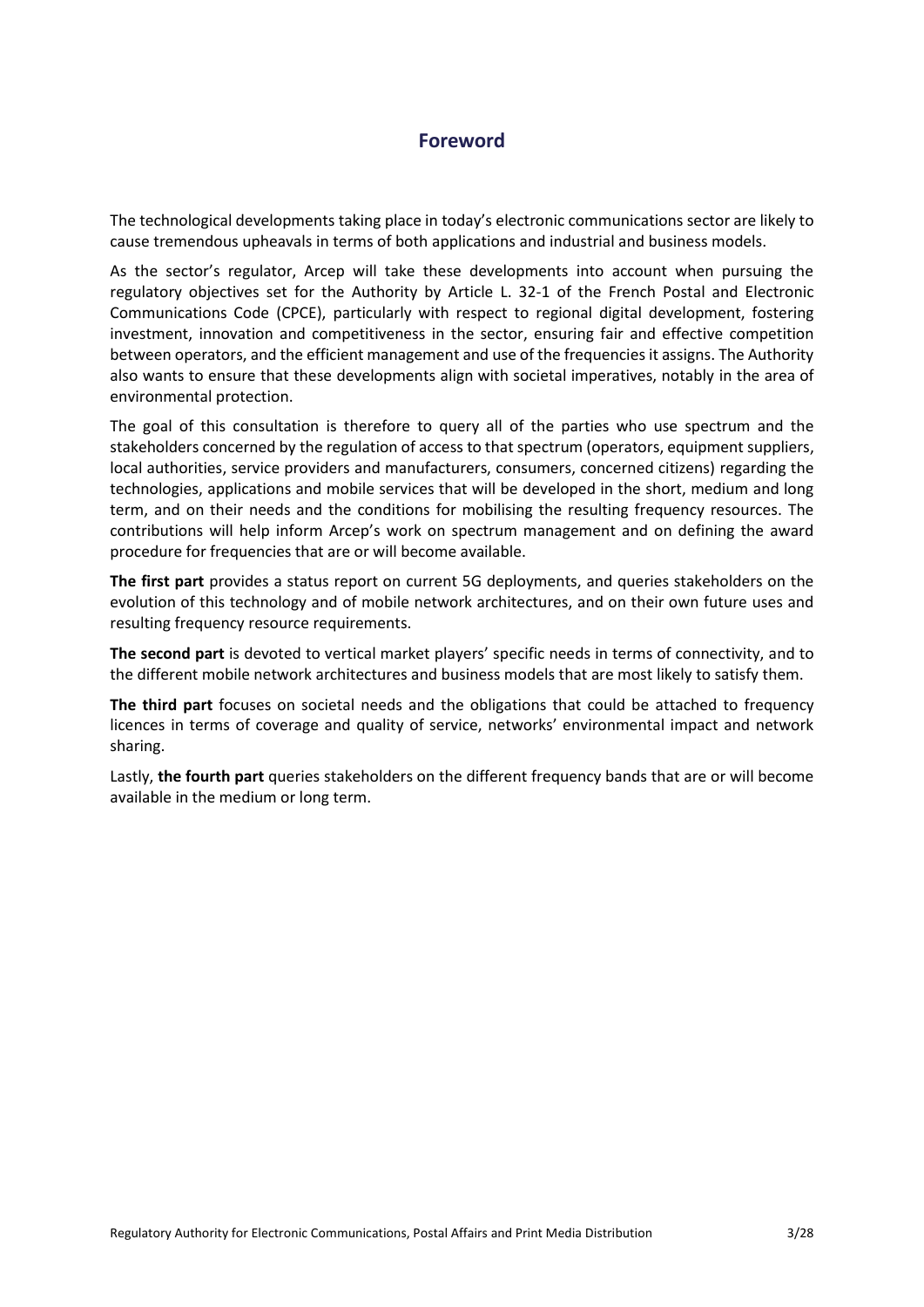# Foreword

The technological developments taking place in today's electronic communications sector are likely to cause tremendous upheavals in terms of both applications and industrial and business models.

As the sector's regulator, Arcep will take these developments into account when pursuing the regulatory objectives set for the Authority by Article L. 32-1 of the French Postal and Electronic Communications Code (CPCE), particularly with respect to regional digital development, fostering investment, innovation and competitiveness in the sector, ensuring fair and effective competition between operators, and the efficient management and use of the frequencies it assigns. The Authority also wants to ensure that these developments align with societal imperatives, notably in the area of environmental protection.

The goal of this consultation is therefore to query all of the parties who use spectrum and the stakeholders concerned by the regulation of access to that spectrum (operators, equipment suppliers, local authorities, service providers and manufacturers, consumers, concerned citizens) regarding the technologies, applications and mobile services that will be developed in the short, medium and long term, and on their needs and the conditions for mobilising the resulting frequency resources. The contributions will help inform Arcep's work on spectrum management and on defining the award procedure for frequencies that are or will become available.

**The first part** provides a status report on current 5G deployments, and queries stakeholders on the evolution of this technology and of mobile network architectures, and on their own future uses and resulting frequency resource requirements.

**The second part** is devoted to vertical market players' specific needs in terms of connectivity, and to the different mobile network architectures and business models that are most likely to satisfy them.

**The third part** focuses on societal needs and the obligations that could be attached to frequency licences in terms of coverage and quality of service, networks' environmental impact and network sharing.

Lastly, **the fourth part** queries stakeholders on the different frequency bands that are or will become available in the medium or long term.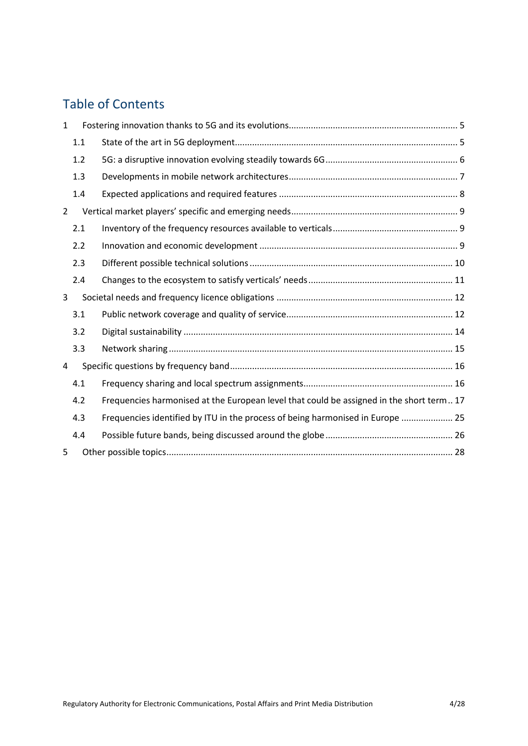## Table of Contents

1 Fostering innovation thanks to 5G and its evolutions.................................................................... 5
- 1.1 State of the art in 5G deployment.......................................................................................... 5
- 1.2 5G: a disruptive innovation evolving steadily towards 6G..................................................... 6
- 1.3 Developments in mobile network architectures.................................................................... 7
- 1.4 Expected applications and required features ........................................................................ 8

2 Vertical market players' specific and emerging needs................................................................... 9
- 2.1 Inventory of the frequency resources available to verticals.................................................. 9
- 2.2 Innovation and economic development ................................................................................ 9
- 2.3 Different possible technical solutions .................................................................................. 10
- 2.4 Changes to the ecosystem to satisfy verticals' needs.......................................................... 11

3 Societal needs and frequency licence obligations ....................................................................... 12
- 3.1 Public network coverage and quality of service................................................................... 12
- 3.2 Digital sustainability ............................................................................................................ 14
- 3.3 Network sharing .................................................................................................................. 15

4 Specific questions by frequency band.......................................................................................... 16
- 4.1 Frequency sharing and local spectrum assignments............................................................ 16
- 4.2 Frequencies harmonised at the European level that could be assigned in the short term.. 17
- 4.3 Frequencies identified by ITU in the process of being harmonised in Europe ..................... 25
- 4.4 Possible future bands, being discussed around the globe ................................................... 26

5 Other possible topics.................................................................................................................... 28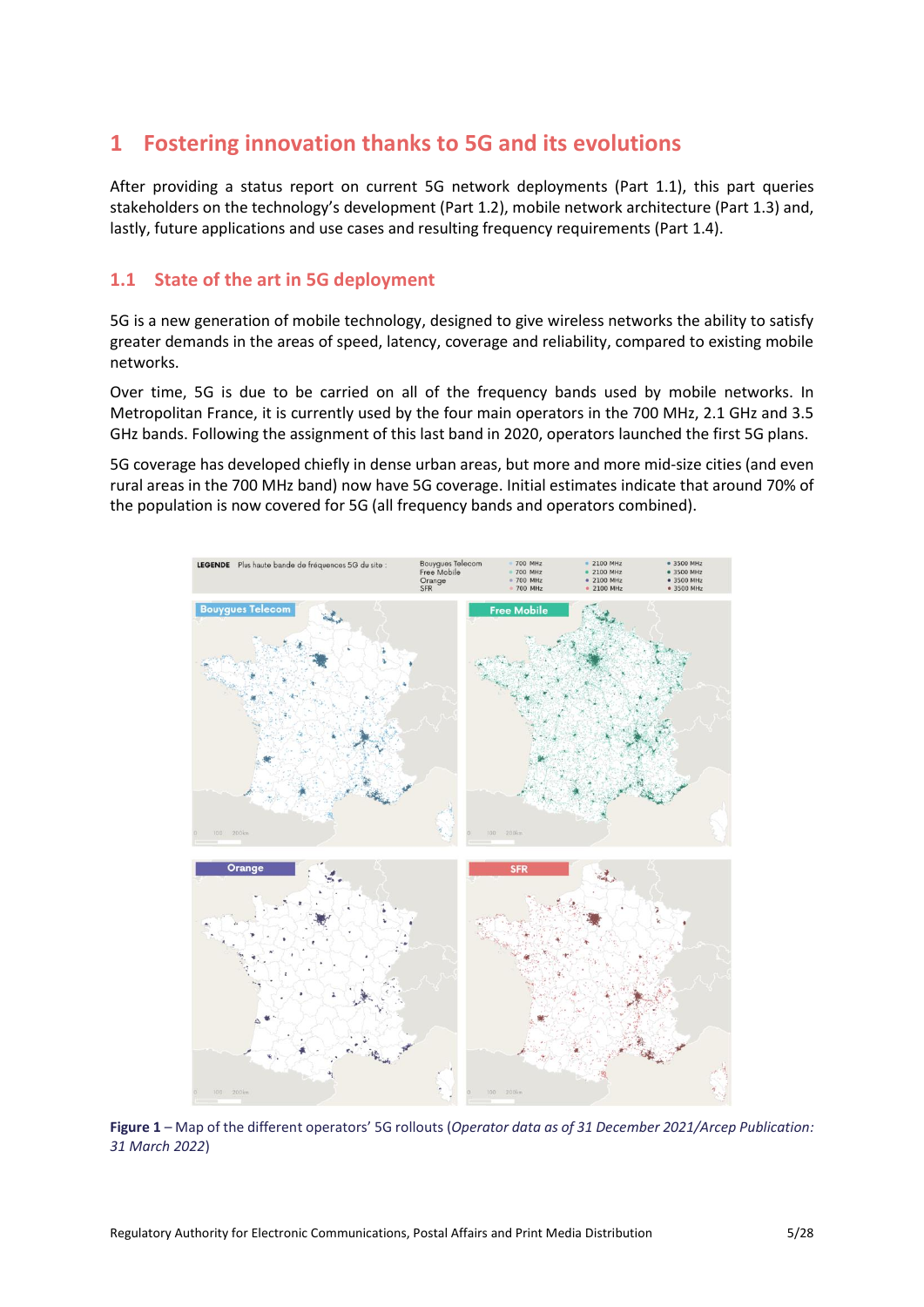# 1 Fostering innovation thanks to 5G and its evolutions

After providing a status report on current 5G network deployments (Part 1.1), this part queries stakeholders on the technology's development (Part 1.2), mobile network architecture (Part 1.3) and, lastly, future applications and use cases and resulting frequency requirements (Part 1.4).

## 1.1 State of the art in 5G deployment

5G is a new generation of mobile technology, designed to give wireless networks the ability to satisfy greater demands in the areas of speed, latency, coverage and reliability, compared to existing mobile networks.

Over time, 5G is due to be carried on all of the frequency bands used by mobile networks. In Metropolitan France, it is currently used by the four main operators in the 700 MHz, 2.1 GHz and 3.5 GHz bands. Following the assignment of this last band in 2020, operators launched the first 5G plans.

5G coverage has developed chiefly in dense urban areas, but more and more mid-size cities (and even rural areas in the 700 MHz band) now have 5G coverage. Initial estimates indicate that around 70% of the population is now covered for 5G (all frequency bands and operators combined).

**Figure 1** – Map of the different operators' 5G rollouts (*Operator data as of 31 December 2021/Arcep Publication: 31 March 2022*)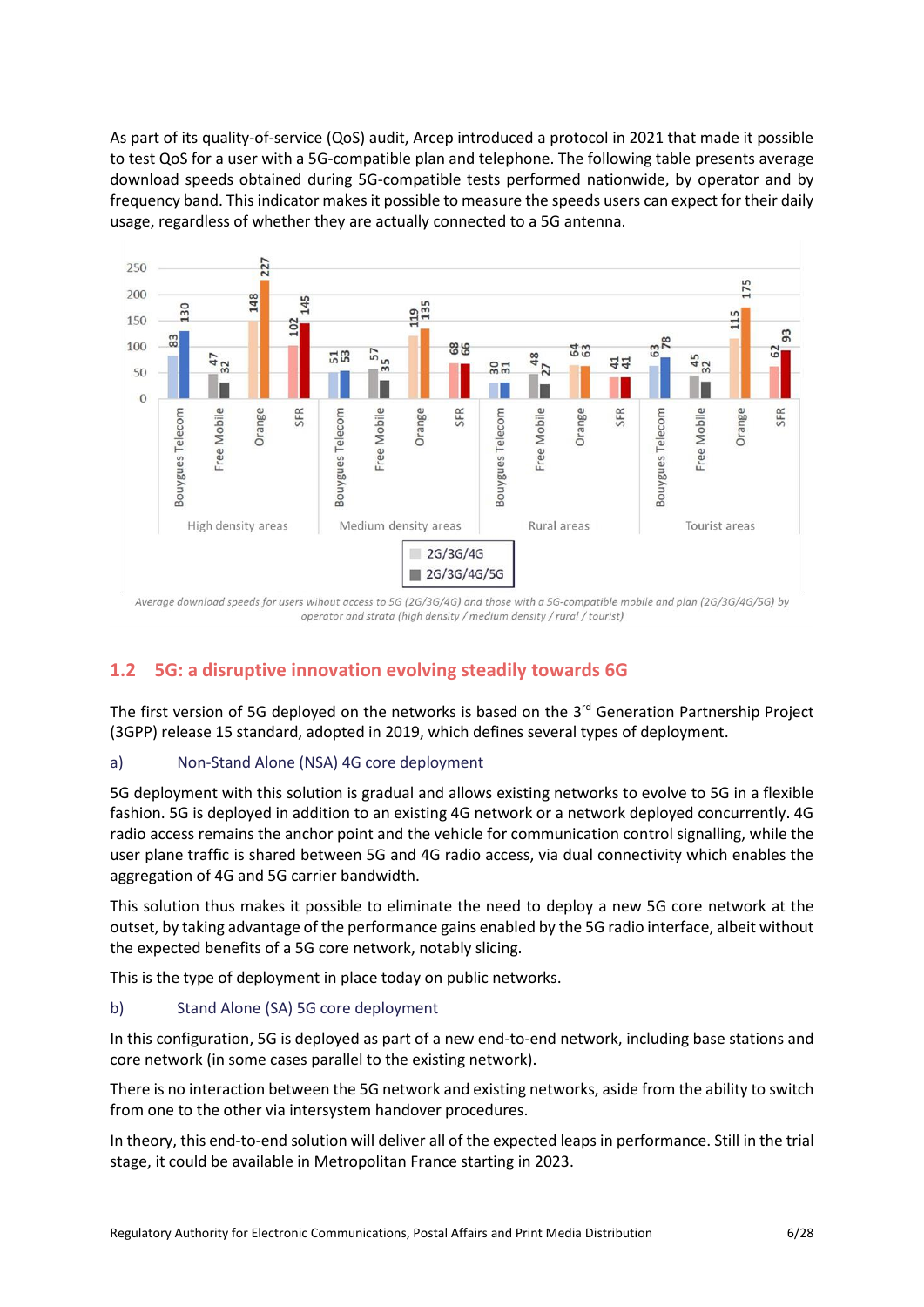As part of its quality-of-service (QoS) audit, Arcep introduced a protocol in 2021 that made it possible to test QoS for a user with a 5G-compatible plan and telephone. The following table presents average download speeds obtained during 5G-compatible tests performed nationwide, by operator and by frequency band. This indicator makes it possible to measure the speeds users can expect for their daily usage, regardless of whether they are actually connected to a 5G antenna.

250
200
150
100
50
0

High density areas: Bouygues Telecom 83 130; Free Mobile 47 32; Orange 148 227; SFR 102 145
Medium density areas: Bouygues Telecom 51 53; Free Mobile 57 35; Orange 119 135; SFR 68 66
Rural areas: Bouygues Telecom 30 31; Free Mobile 48 27; Orange 64 63; SFR 41 41
Tourist areas: Bouygues Telecom 63 78; Free Mobile 45 32; Orange 115 175; SFR 62 93

2G/3G/4G
2G/3G/4G/5G

*Average download speeds for users wihout access to 5G (2G/3G/4G) and those with a 5G-compatible mobile and plan (2G/3G/4G/5G) by operator and strata (high density / medium density / rural / tourist)*

## 1.2 5G: a disruptive innovation evolving steadily towards 6G

The first version of 5G deployed on the networks is based on the 3rd Generation Partnership Project (3GPP) release 15 standard, adopted in 2019, which defines several types of deployment.

### a) Non-Stand Alone (NSA) 4G core deployment

5G deployment with this solution is gradual and allows existing networks to evolve to 5G in a flexible fashion. 5G is deployed in addition to an existing 4G network or a network deployed concurrently. 4G radio access remains the anchor point and the vehicle for communication control signalling, while the user plane traffic is shared between 5G and 4G radio access, via dual connectivity which enables the aggregation of 4G and 5G carrier bandwidth.

This solution thus makes it possible to eliminate the need to deploy a new 5G core network at the outset, by taking advantage of the performance gains enabled by the 5G radio interface, albeit without the expected benefits of a 5G core network, notably slicing.

This is the type of deployment in place today on public networks.

### b) Stand Alone (SA) 5G core deployment

In this configuration, 5G is deployed as part of a new end-to-end network, including base stations and core network (in some cases parallel to the existing network).

There is no interaction between the 5G network and existing networks, aside from the ability to switch from one to the other via intersystem handover procedures.

In theory, this end-to-end solution will deliver all of the expected leaps in performance. Still in the trial stage, it could be available in Metropolitan France starting in 2023.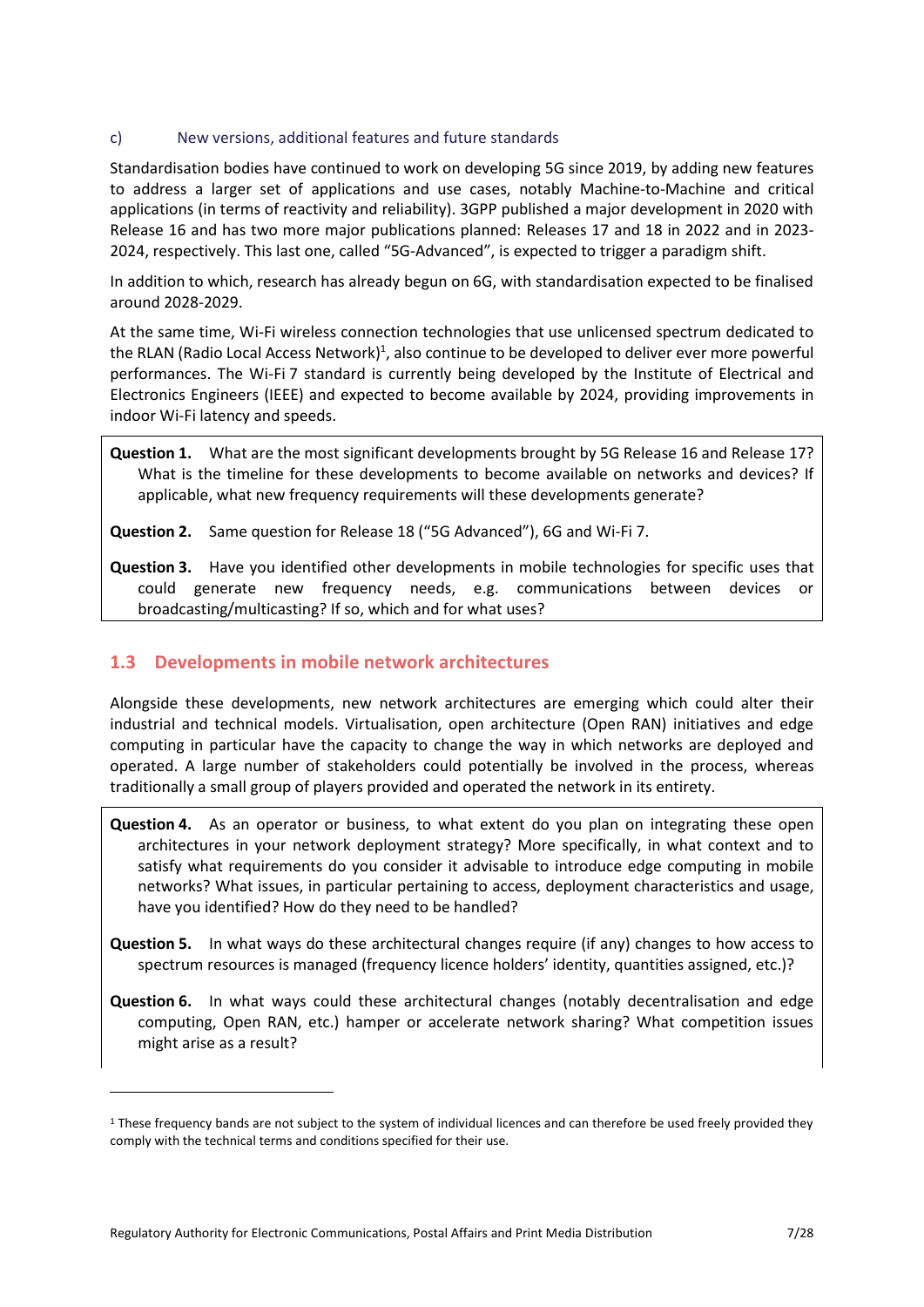#### c) New versions, additional features and future standards

Standardisation bodies have continued to work on developing 5G since 2019, by adding new features to address a larger set of applications and use cases, notably Machine-to-Machine and critical applications (in terms of reactivity and reliability). 3GPP published a major development in 2020 with Release 16 and has two more major publications planned: Releases 17 and 18 in 2022 and in 2023-2024, respectively. This last one, called "5G-Advanced", is expected to trigger a paradigm shift.

In addition to which, research has already begun on 6G, with standardisation expected to be finalised around 2028-2029.

At the same time, Wi-Fi wireless connection technologies that use unlicensed spectrum dedicated to the RLAN (Radio Local Access Network)[1], also continue to be developed to deliver ever more powerful performances. The Wi-Fi 7 standard is currently being developed by the Institute of Electrical and Electronics Engineers (IEEE) and expected to become available by 2024, providing improvements in indoor Wi-Fi latency and speeds.

**Question 1.** What are the most significant developments brought by 5G Release 16 and Release 17? What is the timeline for these developments to become available on networks and devices? If applicable, what new frequency requirements will these developments generate?

**Question 2.** Same question for Release 18 ("5G Advanced"), 6G and Wi-Fi 7.

**Question 3.** Have you identified other developments in mobile technologies for specific uses that could generate new frequency needs, e.g. communications between devices or broadcasting/multicasting? If so, which and for what uses?

## 1.3 Developments in mobile network architectures

Alongside these developments, new network architectures are emerging which could alter their industrial and technical models. Virtualisation, open architecture (Open RAN) initiatives and edge computing in particular have the capacity to change the way in which networks are deployed and operated. A large number of stakeholders could potentially be involved in the process, whereas traditionally a small group of players provided and operated the network in its entirety.

**Question 4.** As an operator or business, to what extent do you plan on integrating these open architectures in your network deployment strategy? More specifically, in what context and to satisfy what requirements do you consider it advisable to introduce edge computing in mobile networks? What issues, in particular pertaining to access, deployment characteristics and usage, have you identified? How do they need to be handled?

**Question 5.** In what ways do these architectural changes require (if any) changes to how access to spectrum resources is managed (frequency licence holders' identity, quantities assigned, etc.)?

**Question 6.** In what ways could these architectural changes (notably decentralisation and edge computing, Open RAN, etc.) hamper or accelerate network sharing? What competition issues might arise as a result?

---

[1] These frequency bands are not subject to the system of individual licences and can therefore be used freely provided they comply with the technical terms and conditions specified for their use.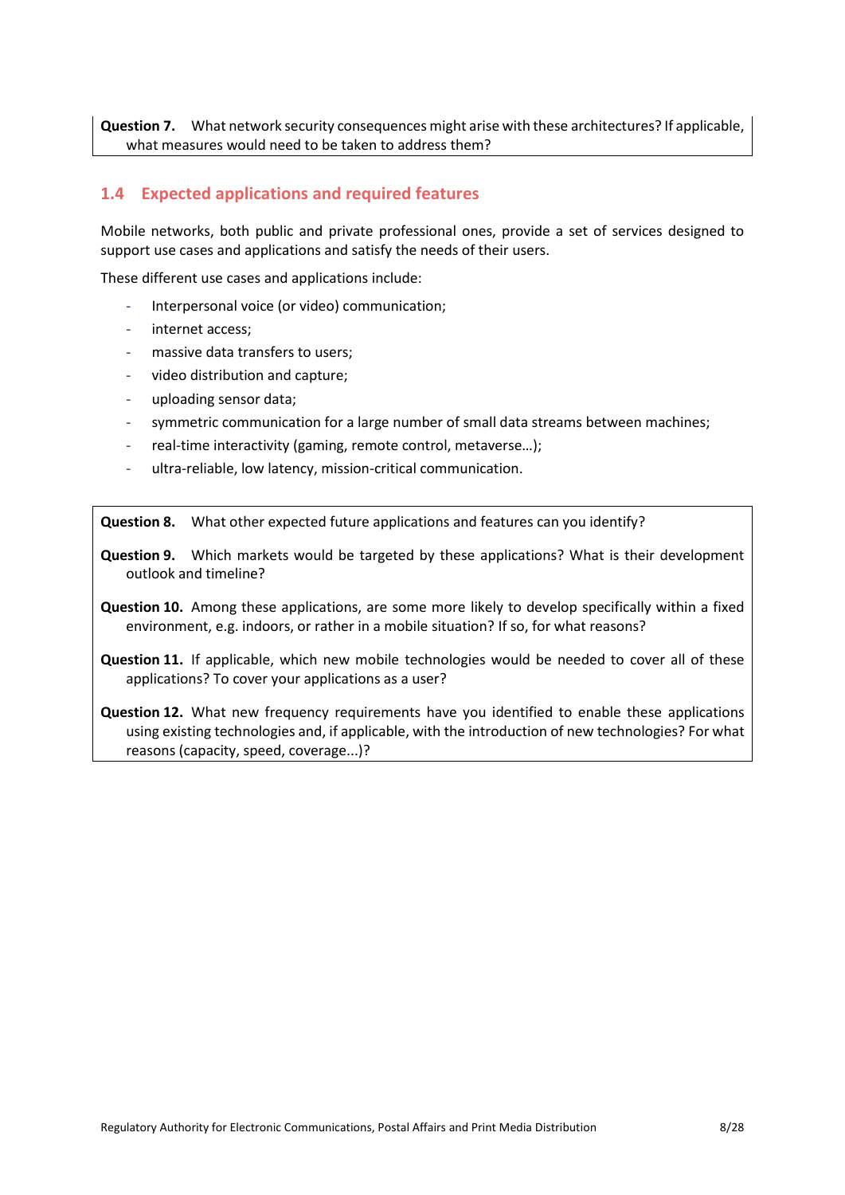**Question 7.** What network security consequences might arise with these architectures? If applicable, what measures would need to be taken to address them?

## 1.4 Expected applications and required features

Mobile networks, both public and private professional ones, provide a set of services designed to support use cases and applications and satisfy the needs of their users.

These different use cases and applications include:

- Interpersonal voice (or video) communication;
- internet access;
- massive data transfers to users;
- video distribution and capture;
- uploading sensor data;
- symmetric communication for a large number of small data streams between machines;
- real-time interactivity (gaming, remote control, metaverse…);
- ultra-reliable, low latency, mission-critical communication.

**Question 8.** What other expected future applications and features can you identify?

**Question 9.** Which markets would be targeted by these applications? What is their development outlook and timeline?

**Question 10.** Among these applications, are some more likely to develop specifically within a fixed environment, e.g. indoors, or rather in a mobile situation? If so, for what reasons?

**Question 11.** If applicable, which new mobile technologies would be needed to cover all of these applications? To cover your applications as a user?

**Question 12.** What new frequency requirements have you identified to enable these applications using existing technologies and, if applicable, with the introduction of new technologies? For what reasons (capacity, speed, coverage...)?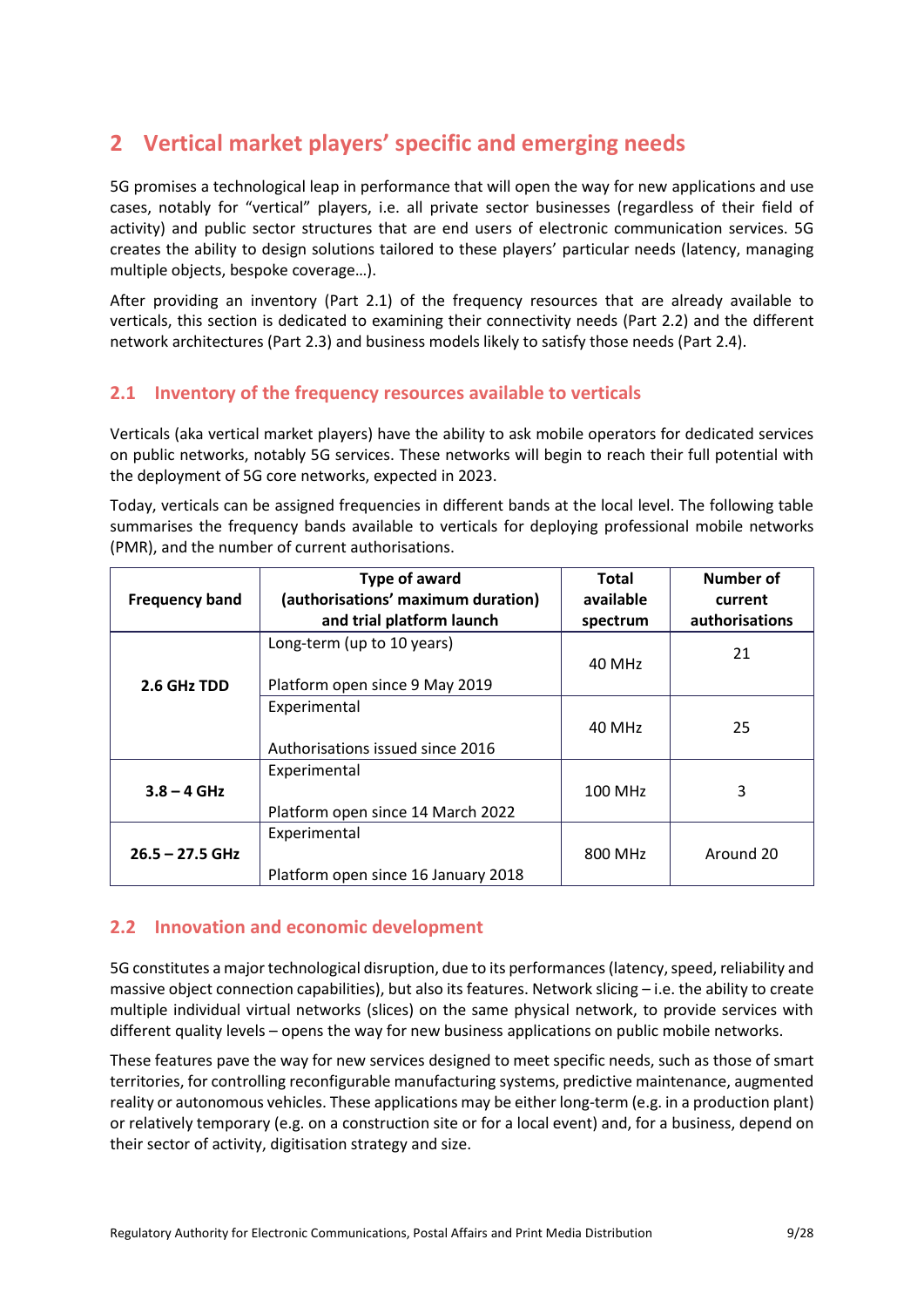# 2 Vertical market players' specific and emerging needs

5G promises a technological leap in performance that will open the way for new applications and use cases, notably for "vertical" players, i.e. all private sector businesses (regardless of their field of activity) and public sector structures that are end users of electronic communication services. 5G creates the ability to design solutions tailored to these players' particular needs (latency, managing multiple objects, bespoke coverage…).

After providing an inventory (Part 2.1) of the frequency resources that are already available to verticals, this section is dedicated to examining their connectivity needs (Part 2.2) and the different network architectures (Part 2.3) and business models likely to satisfy those needs (Part 2.4).

## 2.1 Inventory of the frequency resources available to verticals

Verticals (aka vertical market players) have the ability to ask mobile operators for dedicated services on public networks, notably 5G services. These networks will begin to reach their full potential with the deployment of 5G core networks, expected in 2023.

Today, verticals can be assigned frequencies in different bands at the local level. The following table summarises the frequency bands available to verticals for deploying professional mobile networks (PMR), and the number of current authorisations.

| Frequency band | Type of award (authorisations' maximum duration) and trial platform launch | Total available spectrum | Number of current authorisations |
|---|---|---|---|
| **2.6 GHz TDD** | Long-term (up to 10 years)<br><br>Platform open since 9 May 2019 | 40 MHz | 21 |
| | Experimental<br><br>Authorisations issued since 2016 | 40 MHz | 25 |
| **3.8 – 4 GHz** | Experimental<br><br>Platform open since 14 March 2022 | 100 MHz | 3 |
| **26.5 – 27.5 GHz** | Experimental<br><br>Platform open since 16 January 2018 | 800 MHz | Around 20 |

## 2.2 Innovation and economic development

5G constitutes a major technological disruption, due to its performances (latency, speed, reliability and massive object connection capabilities), but also its features. Network slicing – i.e. the ability to create multiple individual virtual networks (slices) on the same physical network, to provide services with different quality levels – opens the way for new business applications on public mobile networks.

These features pave the way for new services designed to meet specific needs, such as those of smart territories, for controlling reconfigurable manufacturing systems, predictive maintenance, augmented reality or autonomous vehicles. These applications may be either long-term (e.g. in a production plant) or relatively temporary (e.g. on a construction site or for a local event) and, for a business, depend on their sector of activity, digitisation strategy and size.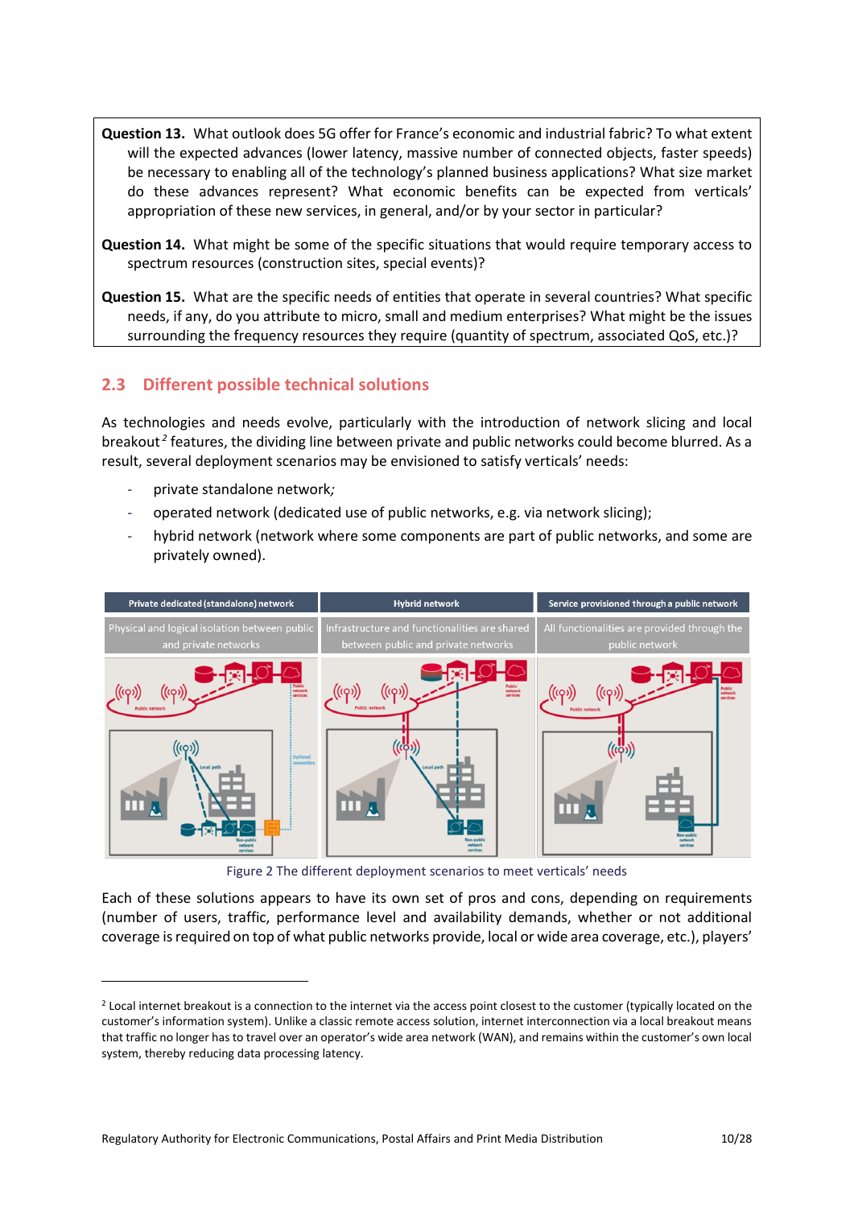**Question 13.** What outlook does 5G offer for France's economic and industrial fabric? To what extent will the expected advances (lower latency, massive number of connected objects, faster speeds) be necessary to enabling all of the technology's planned business applications? What size market do these advances represent? What economic benefits can be expected from verticals' appropriation of these new services, in general, and/or by your sector in particular?

**Question 14.** What might be some of the specific situations that would require temporary access to spectrum resources (construction sites, special events)?

**Question 15.** What are the specific needs of entities that operate in several countries? What specific needs, if any, do you attribute to micro, small and medium enterprises? What might be the issues surrounding the frequency resources they require (quantity of spectrum, associated QoS, etc.)?

## 2.3 Different possible technical solutions

As technologies and needs evolve, particularly with the introduction of network slicing and local breakout[2] features, the dividing line between private and public networks could become blurred. As a result, several deployment scenarios may be envisioned to satisfy verticals' needs:

- private standalone network;
- operated network (dedicated use of public networks, e.g. via network slicing);
- hybrid network (network where some components are part of public networks, and some are privately owned).

Private dedicated (standalone) network

Physical and logical isolation between public and private networks

Hybrid network

Infrastructure and functionalities are shared between public and private networks

Service provisioned through a public network

All functionalities are provided through the public network

Figure 2 The different deployment scenarios to meet verticals' needs

Each of these solutions appears to have its own set of pros and cons, depending on requirements (number of users, traffic, performance level and availability demands, whether or not additional coverage is required on top of what public networks provide, local or wide area coverage, etc.), players'

[2] Local internet breakout is a connection to the internet via the access point closest to the customer (typically located on the customer's information system). Unlike a classic remote access solution, internet interconnection via a local breakout means that traffic no longer has to travel over an operator's wide area network (WAN), and remains within the customer's own local system, thereby reducing data processing latency.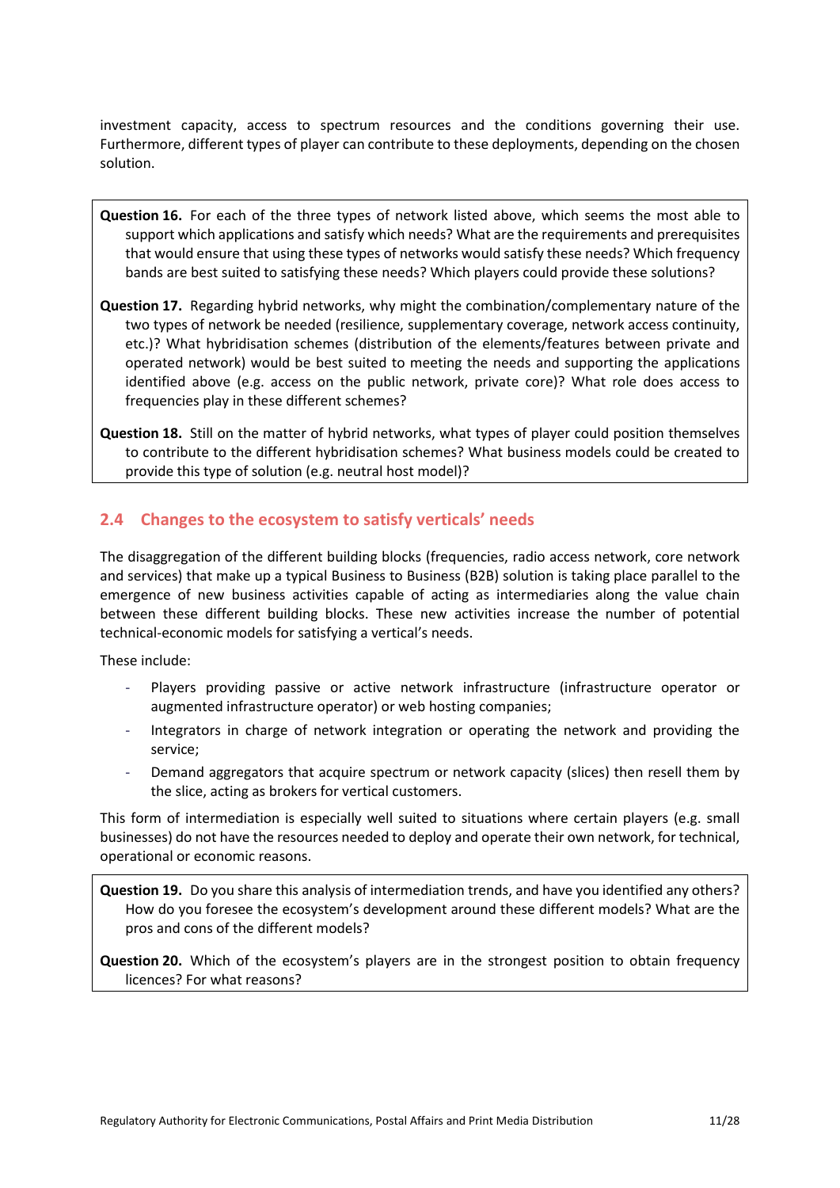investment capacity, access to spectrum resources and the conditions governing their use. Furthermore, different types of player can contribute to these deployments, depending on the chosen solution.

**Question 16.** For each of the three types of network listed above, which seems the most able to support which applications and satisfy which needs? What are the requirements and prerequisites that would ensure that using these types of networks would satisfy these needs? Which frequency bands are best suited to satisfying these needs? Which players could provide these solutions?

**Question 17.** Regarding hybrid networks, why might the combination/complementary nature of the two types of network be needed (resilience, supplementary coverage, network access continuity, etc.)? What hybridisation schemes (distribution of the elements/features between private and operated network) would be best suited to meeting the needs and supporting the applications identified above (e.g. access on the public network, private core)? What role does access to frequencies play in these different schemes?

**Question 18.** Still on the matter of hybrid networks, what types of player could position themselves to contribute to the different hybridisation schemes? What business models could be created to provide this type of solution (e.g. neutral host model)?

## 2.4 Changes to the ecosystem to satisfy verticals' needs

The disaggregation of the different building blocks (frequencies, radio access network, core network and services) that make up a typical Business to Business (B2B) solution is taking place parallel to the emergence of new business activities capable of acting as intermediaries along the value chain between these different building blocks. These new activities increase the number of potential technical-economic models for satisfying a vertical's needs.

These include:

- Players providing passive or active network infrastructure (infrastructure operator or augmented infrastructure operator) or web hosting companies;
- Integrators in charge of network integration or operating the network and providing the service;
- Demand aggregators that acquire spectrum or network capacity (slices) then resell them by the slice, acting as brokers for vertical customers.

This form of intermediation is especially well suited to situations where certain players (e.g. small businesses) do not have the resources needed to deploy and operate their own network, for technical, operational or economic reasons.

**Question 19.** Do you share this analysis of intermediation trends, and have you identified any others? How do you foresee the ecosystem's development around these different models? What are the pros and cons of the different models?

**Question 20.** Which of the ecosystem's players are in the strongest position to obtain frequency licences? For what reasons?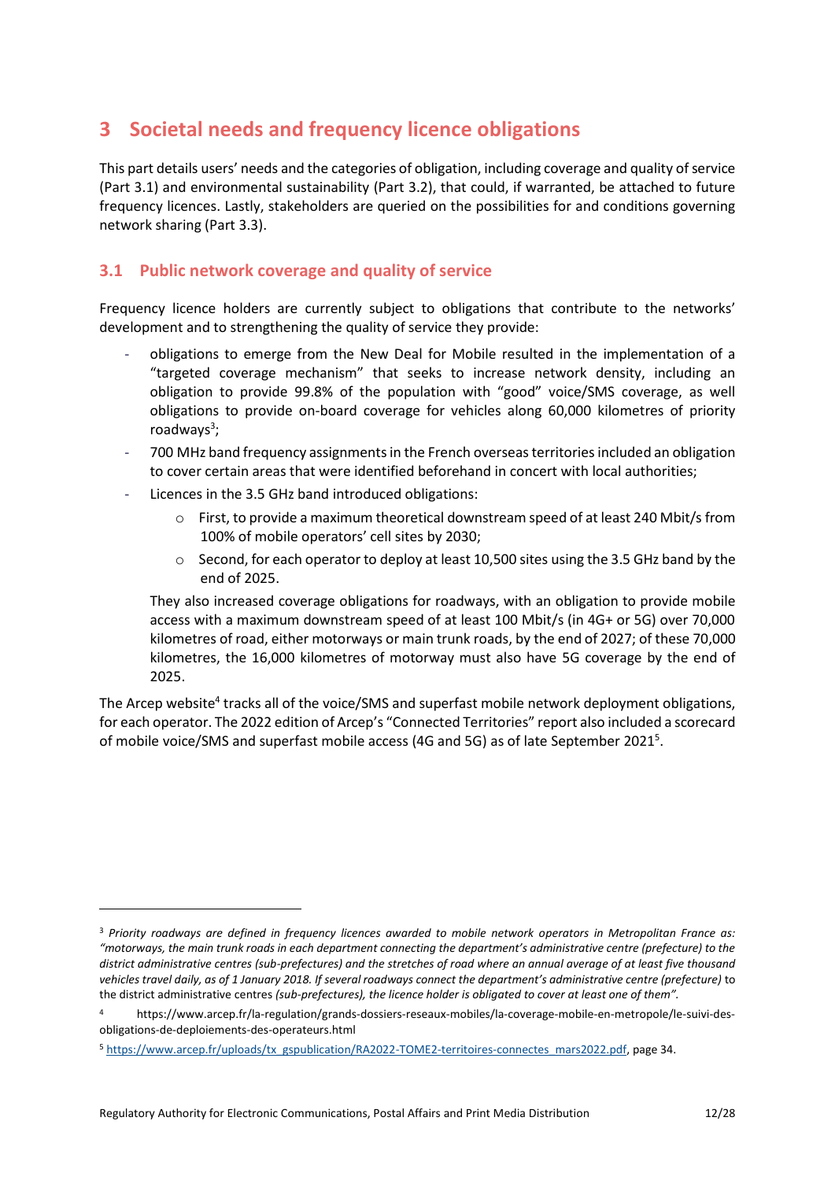# 3 Societal needs and frequency licence obligations

This part details users' needs and the categories of obligation, including coverage and quality of service (Part 3.1) and environmental sustainability (Part 3.2), that could, if warranted, be attached to future frequency licences. Lastly, stakeholders are queried on the possibilities for and conditions governing network sharing (Part 3.3).

## 3.1 Public network coverage and quality of service

Frequency licence holders are currently subject to obligations that contribute to the networks' development and to strengthening the quality of service they provide:

- obligations to emerge from the New Deal for Mobile resulted in the implementation of a "targeted coverage mechanism" that seeks to increase network density, including an obligation to provide 99.8% of the population with "good" voice/SMS coverage, as well obligations to provide on-board coverage for vehicles along 60,000 kilometres of priority roadways[3];
- 700 MHz band frequency assignments in the French overseas territories included an obligation to cover certain areas that were identified beforehand in concert with local authorities;
- Licences in the 3.5 GHz band introduced obligations:
    - First, to provide a maximum theoretical downstream speed of at least 240 Mbit/s from 100% of mobile operators' cell sites by 2030;
    - Second, for each operator to deploy at least 10,500 sites using the 3.5 GHz band by the end of 2025.

  They also increased coverage obligations for roadways, with an obligation to provide mobile access with a maximum downstream speed of at least 100 Mbit/s (in 4G+ or 5G) over 70,000 kilometres of road, either motorways or main trunk roads, by the end of 2027; of these 70,000 kilometres, the 16,000 kilometres of motorway must also have 5G coverage by the end of 2025.

The Arcep website[4] tracks all of the voice/SMS and superfast mobile network deployment obligations, for each operator. The 2022 edition of Arcep's "Connected Territories" report also included a scorecard of mobile voice/SMS and superfast mobile access (4G and 5G) as of late September 2021[5].

---

[3] *Priority roadways are defined in frequency licences awarded to mobile network operators in Metropolitan France as: "motorways, the main trunk roads in each department connecting the department's administrative centre (prefecture) to the district administrative centres (sub-prefectures) and the stretches of road where an annual average of at least five thousand vehicles travel daily, as of 1 January 2018. If several roadways connect the department's administrative centre (prefecture)* to the district administrative centres *(sub-prefectures), the licence holder is obligated to cover at least one of them".*

[4] https://www.arcep.fr/la-regulation/grands-dossiers-reseaux-mobiles/la-coverage-mobile-en-metropole/le-suivi-des-obligations-de-deploiements-des-operateurs.html

[5] https://www.arcep.fr/uploads/tx_gspublication/RA2022-TOME2-territoires-connectes_mars2022.pdf, page 34.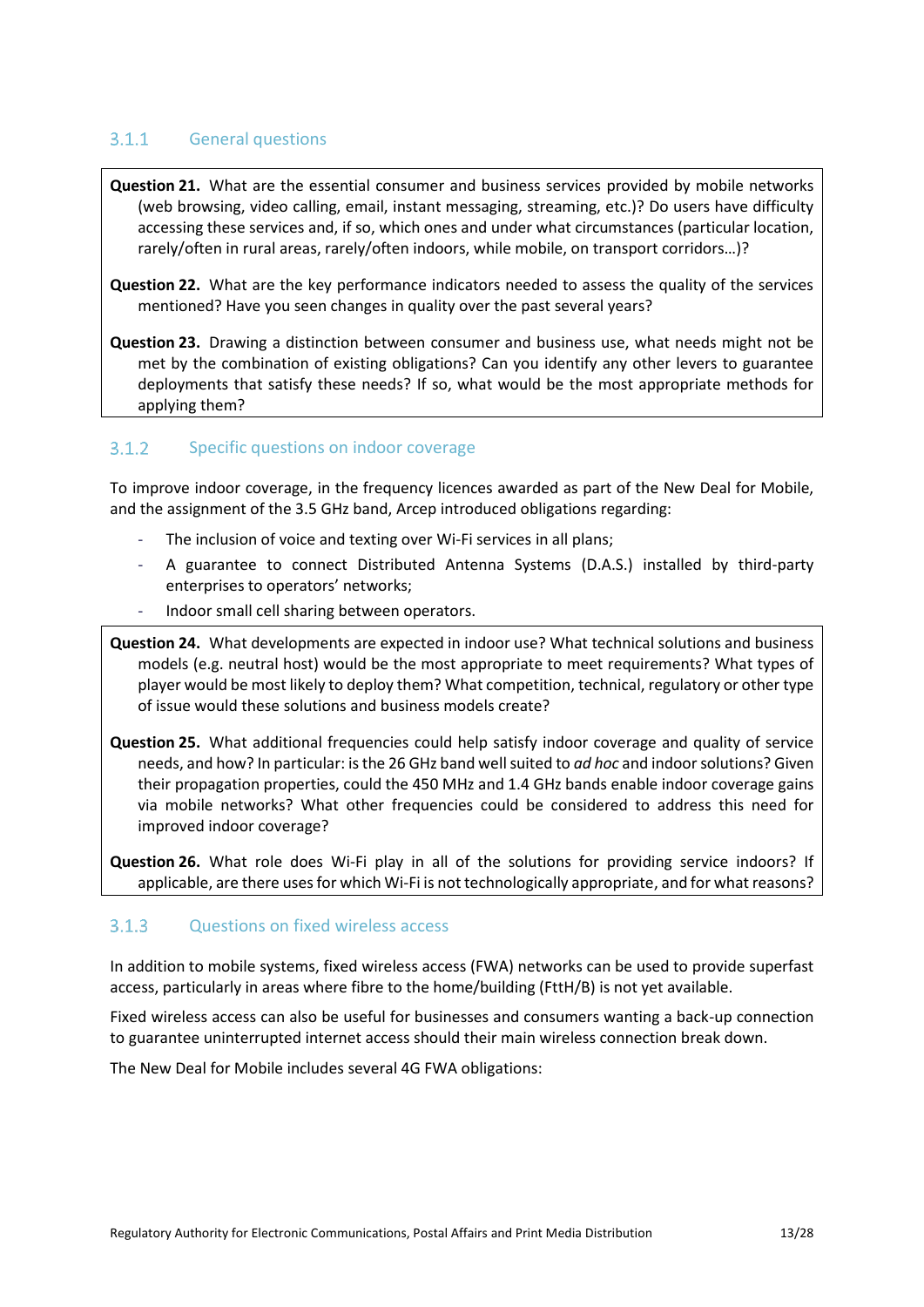### 3.1.1 General questions

**Question 21.** What are the essential consumer and business services provided by mobile networks (web browsing, video calling, email, instant messaging, streaming, etc.)? Do users have difficulty accessing these services and, if so, which ones and under what circumstances (particular location, rarely/often in rural areas, rarely/often indoors, while mobile, on transport corridors…)?

**Question 22.** What are the key performance indicators needed to assess the quality of the services mentioned? Have you seen changes in quality over the past several years?

**Question 23.** Drawing a distinction between consumer and business use, what needs might not be met by the combination of existing obligations? Can you identify any other levers to guarantee deployments that satisfy these needs? If so, what would be the most appropriate methods for applying them?

### 3.1.2 Specific questions on indoor coverage

To improve indoor coverage, in the frequency licences awarded as part of the New Deal for Mobile, and the assignment of the 3.5 GHz band, Arcep introduced obligations regarding:

- The inclusion of voice and texting over Wi-Fi services in all plans;
- A guarantee to connect Distributed Antenna Systems (D.A.S.) installed by third-party enterprises to operators' networks;
- Indoor small cell sharing between operators.

**Question 24.** What developments are expected in indoor use? What technical solutions and business models (e.g. neutral host) would be the most appropriate to meet requirements? What types of player would be most likely to deploy them? What competition, technical, regulatory or other type of issue would these solutions and business models create?

**Question 25.** What additional frequencies could help satisfy indoor coverage and quality of service needs, and how? In particular: is the 26 GHz band well suited to *ad hoc* and indoor solutions? Given their propagation properties, could the 450 MHz and 1.4 GHz bands enable indoor coverage gains via mobile networks? What other frequencies could be considered to address this need for improved indoor coverage?

**Question 26.** What role does Wi-Fi play in all of the solutions for providing service indoors? If applicable, are there uses for which Wi-Fi is not technologically appropriate, and for what reasons?

### 3.1.3 Questions on fixed wireless access

In addition to mobile systems, fixed wireless access (FWA) networks can be used to provide superfast access, particularly in areas where fibre to the home/building (FttH/B) is not yet available.

Fixed wireless access can also be useful for businesses and consumers wanting a back-up connection to guarantee uninterrupted internet access should their main wireless connection break down.

The New Deal for Mobile includes several 4G FWA obligations: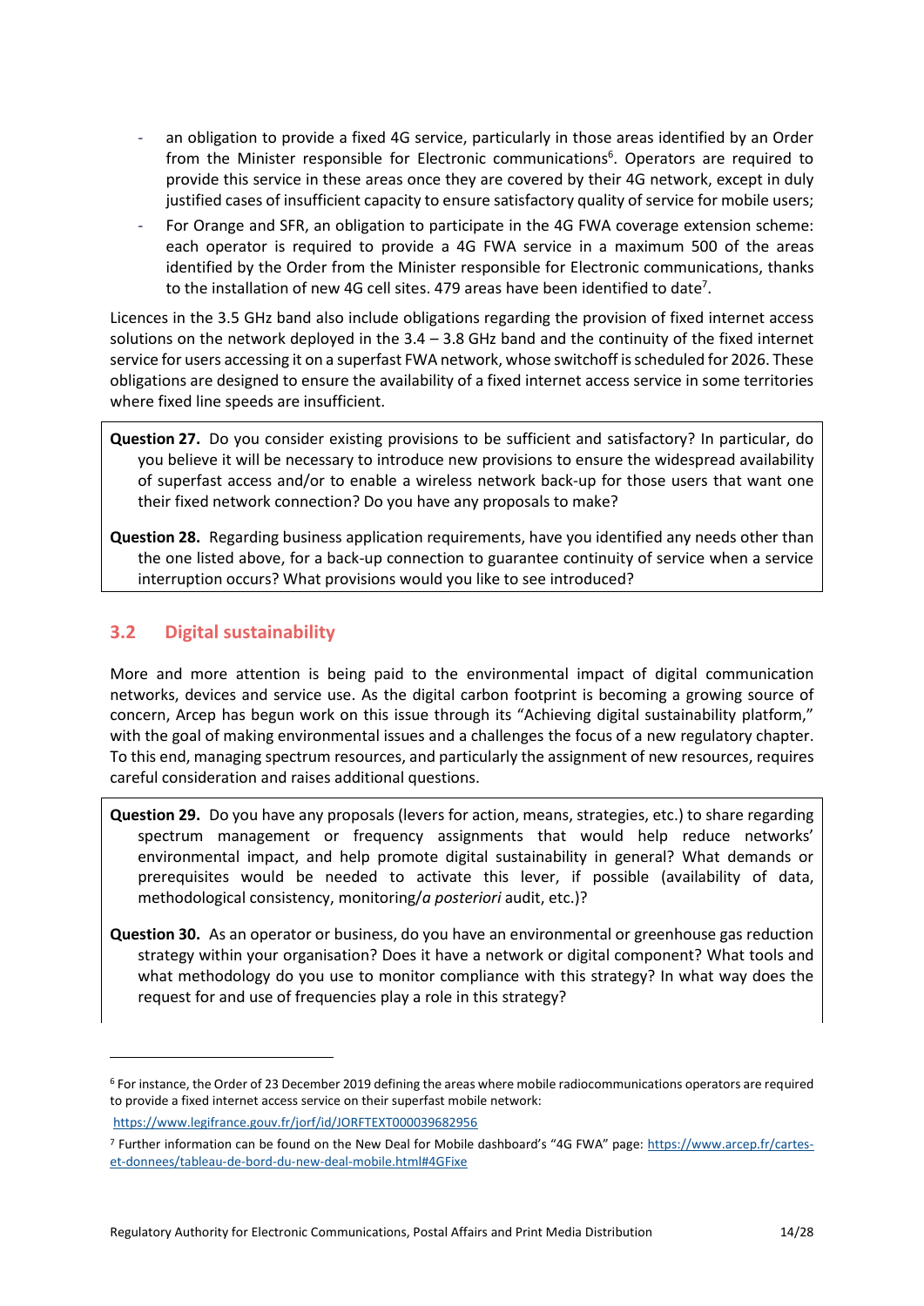- an obligation to provide a fixed 4G service, particularly in those areas identified by an Order from the Minister responsible for Electronic communications[6]. Operators are required to provide this service in these areas once they are covered by their 4G network, except in duly justified cases of insufficient capacity to ensure satisfactory quality of service for mobile users;
- For Orange and SFR, an obligation to participate in the 4G FWA coverage extension scheme: each operator is required to provide a 4G FWA service in a maximum 500 of the areas identified by the Order from the Minister responsible for Electronic communications, thanks to the installation of new 4G cell sites. 479 areas have been identified to date[7].

Licences in the 3.5 GHz band also include obligations regarding the provision of fixed internet access solutions on the network deployed in the 3.4 – 3.8 GHz band and the continuity of the fixed internet service for users accessing it on a superfast FWA network, whose switchoff is scheduled for 2026. These obligations are designed to ensure the availability of a fixed internet access service in some territories where fixed line speeds are insufficient.

**Question 27.** Do you consider existing provisions to be sufficient and satisfactory? In particular, do you believe it will be necessary to introduce new provisions to ensure the widespread availability of superfast access and/or to enable a wireless network back-up for those users that want one their fixed network connection? Do you have any proposals to make?

**Question 28.** Regarding business application requirements, have you identified any needs other than the one listed above, for a back-up connection to guarantee continuity of service when a service interruption occurs? What provisions would you like to see introduced?

## 3.2 Digital sustainability

More and more attention is being paid to the environmental impact of digital communication networks, devices and service use. As the digital carbon footprint is becoming a growing source of concern, Arcep has begun work on this issue through its "Achieving digital sustainability platform," with the goal of making environmental issues and a challenges the focus of a new regulatory chapter. To this end, managing spectrum resources, and particularly the assignment of new resources, requires careful consideration and raises additional questions.

**Question 29.** Do you have any proposals (levers for action, means, strategies, etc.) to share regarding spectrum management or frequency assignments that would help reduce networks' environmental impact, and help promote digital sustainability in general? What demands or prerequisites would be needed to activate this lever, if possible (availability of data, methodological consistency, monitoring/*a posteriori* audit, etc.)?

**Question 30.** As an operator or business, do you have an environmental or greenhouse gas reduction strategy within your organisation? Does it have a network or digital component? What tools and what methodology do you use to monitor compliance with this strategy? In what way does the request for and use of frequencies play a role in this strategy?

---

[6] For instance, the Order of 23 December 2019 defining the areas where mobile radiocommunications operators are required to provide a fixed internet access service on their superfast mobile network: https://www.legifrance.gouv.fr/jorf/id/JORFTEXT000039682956

[7] Further information can be found on the New Deal for Mobile dashboard's "4G FWA" page: https://www.arcep.fr/cartes-et-donnees/tableau-de-bord-du-new-deal-mobile.html#4GFixe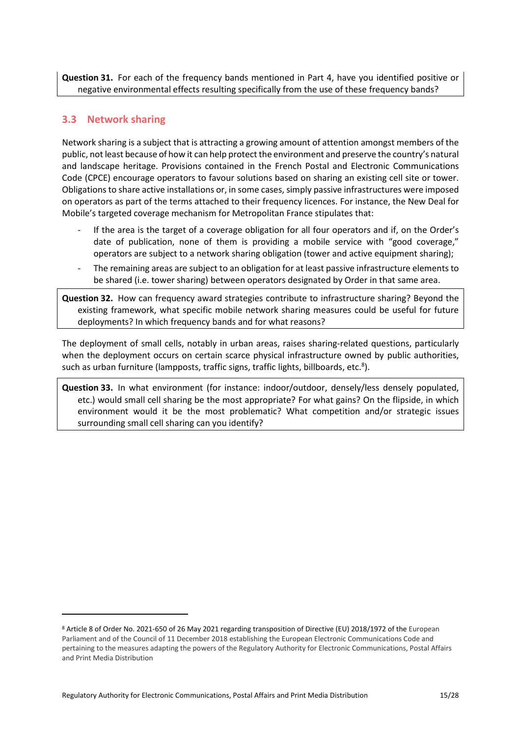**Question 31.** For each of the frequency bands mentioned in Part 4, have you identified positive or negative environmental effects resulting specifically from the use of these frequency bands?

## 3.3 Network sharing

Network sharing is a subject that is attracting a growing amount of attention amongst members of the public, not least because of how it can help protect the environment and preserve the country's natural and landscape heritage. Provisions contained in the French Postal and Electronic Communications Code (CPCE) encourage operators to favour solutions based on sharing an existing cell site or tower. Obligations to share active installations or, in some cases, simply passive infrastructures were imposed on operators as part of the terms attached to their frequency licences. For instance, the New Deal for Mobile's targeted coverage mechanism for Metropolitan France stipulates that:

- If the area is the target of a coverage obligation for all four operators and if, on the Order's date of publication, none of them is providing a mobile service with "good coverage," operators are subject to a network sharing obligation (tower and active equipment sharing);
- The remaining areas are subject to an obligation for at least passive infrastructure elements to be shared (i.e. tower sharing) between operators designated by Order in that same area.

**Question 32.** How can frequency award strategies contribute to infrastructure sharing? Beyond the existing framework, what specific mobile network sharing measures could be useful for future deployments? In which frequency bands and for what reasons?

The deployment of small cells, notably in urban areas, raises sharing-related questions, particularly when the deployment occurs on certain scarce physical infrastructure owned by public authorities, such as urban furniture (lampposts, traffic signs, traffic lights, billboards, etc.[8]).

**Question 33.** In what environment (for instance: indoor/outdoor, densely/less densely populated, etc.) would small cell sharing be the most appropriate? For what gains? On the flipside, in which environment would it be the most problematic? What competition and/or strategic issues surrounding small cell sharing can you identify?

---

[8] Article 8 of Order No. 2021-650 of 26 May 2021 regarding transposition of Directive (EU) 2018/1972 of the European Parliament and of the Council of 11 December 2018 establishing the European Electronic Communications Code and pertaining to the measures adapting the powers of the Regulatory Authority for Electronic Communications, Postal Affairs and Print Media Distribution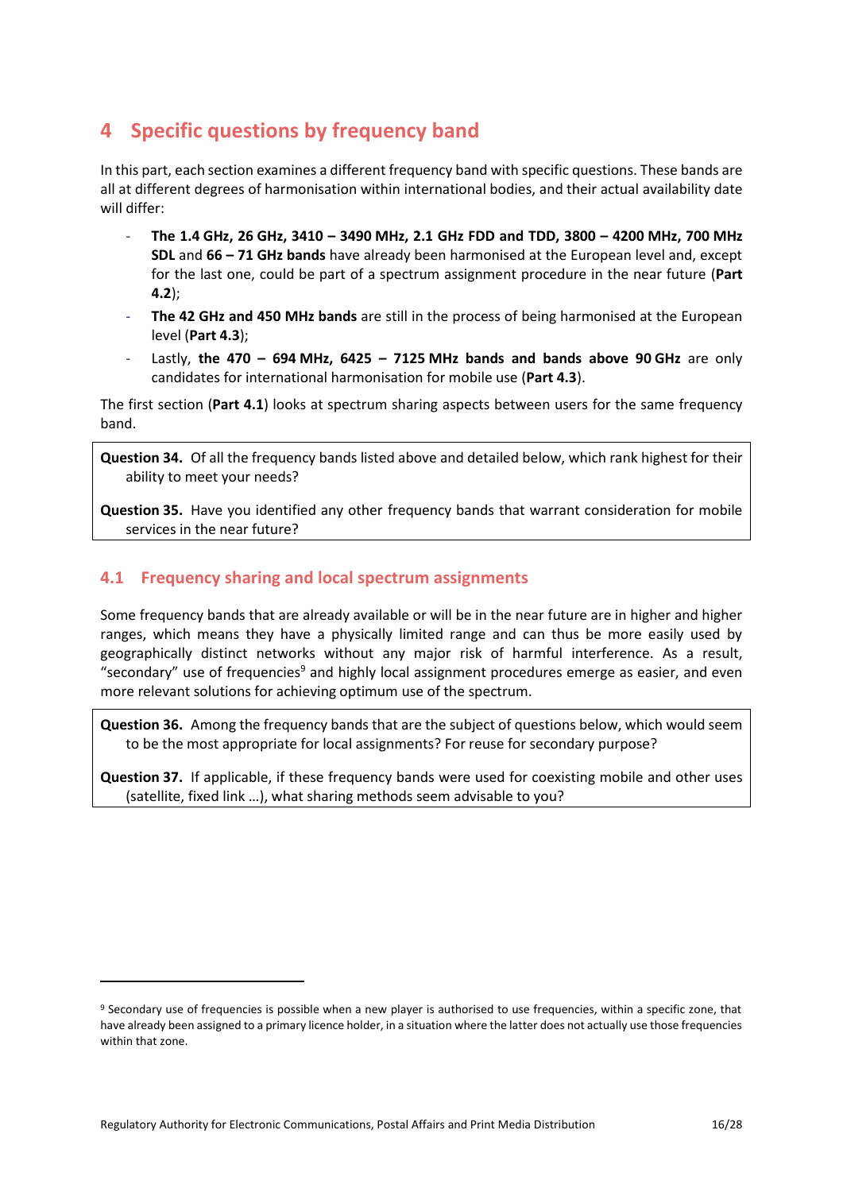# 4 Specific questions by frequency band

In this part, each section examines a different frequency band with specific questions. These bands are all at different degrees of harmonisation within international bodies, and their actual availability date will differ:

- **The 1.4 GHz, 26 GHz, 3410 – 3490 MHz, 2.1 GHz FDD and TDD, 3800 – 4200 MHz, 700 MHz SDL** and **66 – 71 GHz bands** have already been harmonised at the European level and, except for the last one, could be part of a spectrum assignment procedure in the near future (**Part 4.2**);
- **The 42 GHz and 450 MHz bands** are still in the process of being harmonised at the European level (**Part 4.3**);
- Lastly, **the 470 – 694 MHz, 6425 – 7125 MHz bands and bands above 90 GHz** are only candidates for international harmonisation for mobile use (**Part 4.3**).

The first section (**Part 4.1**) looks at spectrum sharing aspects between users for the same frequency band.

**Question 34.** Of all the frequency bands listed above and detailed below, which rank highest for their ability to meet your needs?

**Question 35.** Have you identified any other frequency bands that warrant consideration for mobile services in the near future?

## 4.1 Frequency sharing and local spectrum assignments

Some frequency bands that are already available or will be in the near future are in higher and higher ranges, which means they have a physically limited range and can thus be more easily used by geographically distinct networks without any major risk of harmful interference. As a result, "secondary" use of frequencies[9] and highly local assignment procedures emerge as easier, and even more relevant solutions for achieving optimum use of the spectrum.

**Question 36.** Among the frequency bands that are the subject of questions below, which would seem to be the most appropriate for local assignments? For reuse for secondary purpose?

**Question 37.** If applicable, if these frequency bands were used for coexisting mobile and other uses (satellite, fixed link …), what sharing methods seem advisable to you?

---

[9] Secondary use of frequencies is possible when a new player is authorised to use frequencies, within a specific zone, that have already been assigned to a primary licence holder, in a situation where the latter does not actually use those frequencies within that zone.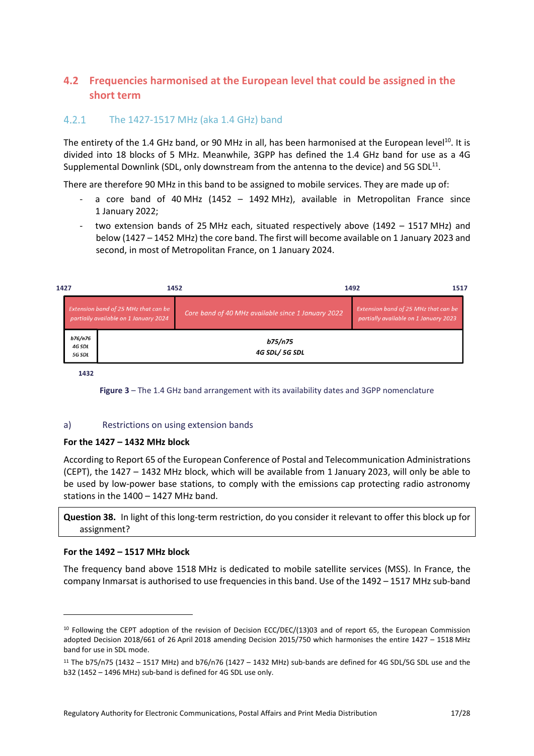## 4.2 Frequencies harmonised at the European level that could be assigned in the short term

### 4.2.1 The 1427-1517 MHz (aka 1.4 GHz) band

The entirety of the 1.4 GHz band, or 90 MHz in all, has been harmonised at the European level[10]. It is divided into 18 blocks of 5 MHz. Meanwhile, 3GPP has defined the 1.4 GHz band for use as a 4G Supplemental Downlink (SDL, only downstream from the antenna to the device) and 5G SDL[11].

There are therefore 90 MHz in this band to be assigned to mobile services. They are made up of:

- a core band of 40 MHz (1452 – 1492 MHz), available in Metropolitan France since 1 January 2022;
- two extension bands of 25 MHz each, situated respectively above (1492 – 1517 MHz) and below (1427 – 1452 MHz) the core band. The first will become available on 1 January 2023 and second, in most of Metropolitan France, on 1 January 2024.

1427
1452
1492
1517
*Extension band of 25 MHz that can be partially available on 1 January 2024*
*Core band of 40 MHz available since 1 January 2022*
*Extension band of 25 MHz that can be partially available on 1 January 2023*
b76/n76 4G SDL 5G SDL
b75/n75 4G SDL/ 5G SDL
1432

**Figure 3** – The 1.4 GHz band arrangement with its availability dates and 3GPP nomenclature

a) Restrictions on using extension bands

**For the 1427 – 1432 MHz block**

According to Report 65 of the European Conference of Postal and Telecommunication Administrations (CEPT), the 1427 – 1432 MHz block, which will be available from 1 January 2023, will only be able to be used by low-power base stations, to comply with the emissions cap protecting radio astronomy stations in the 1400 – 1427 MHz band.

> **Question 38.** In light of this long-term restriction, do you consider it relevant to offer this block up for assignment?

**For the 1492 – 1517 MHz block**

The frequency band above 1518 MHz is dedicated to mobile satellite services (MSS). In France, the company Inmarsat is authorised to use frequencies in this band. Use of the 1492 – 1517 MHz sub-band

---

[10] Following the CEPT adoption of the revision of Decision ECC/DEC/(13)03 and of report 65, the European Commission adopted Decision 2018/661 of 26 April 2018 amending Decision 2015/750 which harmonises the entire 1427 – 1518 MHz band for use in SDL mode.

[11] The b75/n75 (1432 – 1517 MHz) and b76/n76 (1427 – 1432 MHz) sub-bands are defined for 4G SDL/5G SDL use and the b32 (1452 – 1496 MHz) sub-band is defined for 4G SDL use only.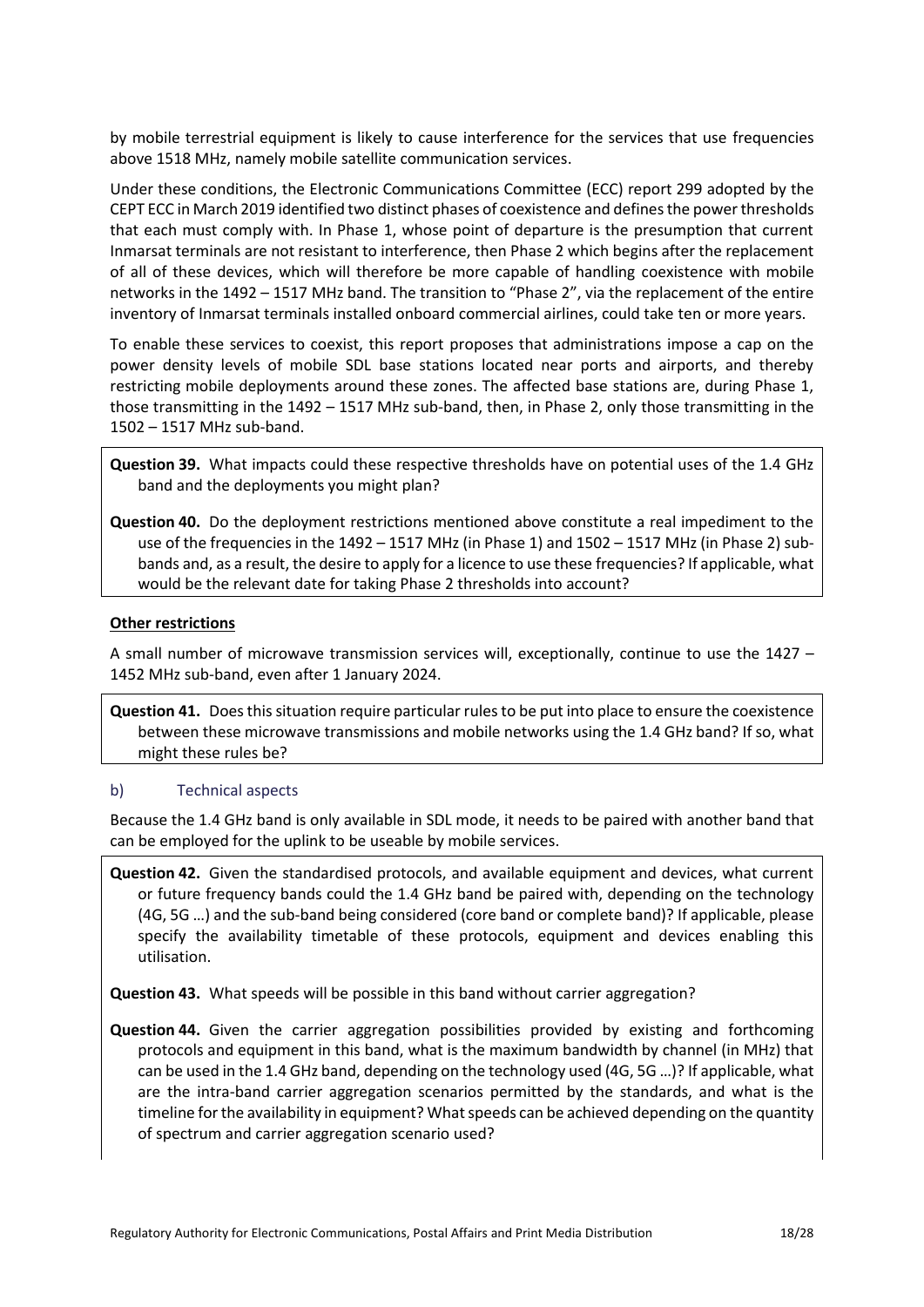by mobile terrestrial equipment is likely to cause interference for the services that use frequencies above 1518 MHz, namely mobile satellite communication services.

Under these conditions, the Electronic Communications Committee (ECC) report 299 adopted by the CEPT ECC in March 2019 identified two distinct phases of coexistence and defines the power thresholds that each must comply with. In Phase 1, whose point of departure is the presumption that current Inmarsat terminals are not resistant to interference, then Phase 2 which begins after the replacement of all of these devices, which will therefore be more capable of handling coexistence with mobile networks in the 1492 – 1517 MHz band. The transition to "Phase 2", via the replacement of the entire inventory of Inmarsat terminals installed onboard commercial airlines, could take ten or more years.

To enable these services to coexist, this report proposes that administrations impose a cap on the power density levels of mobile SDL base stations located near ports and airports, and thereby restricting mobile deployments around these zones. The affected base stations are, during Phase 1, those transmitting in the 1492 – 1517 MHz sub-band, then, in Phase 2, only those transmitting in the 1502 – 1517 MHz sub-band.

**Question 39.** What impacts could these respective thresholds have on potential uses of the 1.4 GHz band and the deployments you might plan?

**Question 40.** Do the deployment restrictions mentioned above constitute a real impediment to the use of the frequencies in the 1492 – 1517 MHz (in Phase 1) and 1502 – 1517 MHz (in Phase 2) sub-bands and, as a result, the desire to apply for a licence to use these frequencies? If applicable, what would be the relevant date for taking Phase 2 thresholds into account?

**Other restrictions**

A small number of microwave transmission services will, exceptionally, continue to use the 1427 – 1452 MHz sub-band, even after 1 January 2024.

**Question 41.** Does this situation require particular rules to be put into place to ensure the coexistence between these microwave transmissions and mobile networks using the 1.4 GHz band? If so, what might these rules be?

### b) Technical aspects

Because the 1.4 GHz band is only available in SDL mode, it needs to be paired with another band that can be employed for the uplink to be useable by mobile services.

**Question 42.** Given the standardised protocols, and available equipment and devices, what current or future frequency bands could the 1.4 GHz band be paired with, depending on the technology (4G, 5G …) and the sub-band being considered (core band or complete band)? If applicable, please specify the availability timetable of these protocols, equipment and devices enabling this utilisation.

**Question 43.** What speeds will be possible in this band without carrier aggregation?

**Question 44.** Given the carrier aggregation possibilities provided by existing and forthcoming protocols and equipment in this band, what is the maximum bandwidth by channel (in MHz) that can be used in the 1.4 GHz band, depending on the technology used (4G, 5G …)? If applicable, what are the intra-band carrier aggregation scenarios permitted by the standards, and what is the timeline for the availability in equipment? What speeds can be achieved depending on the quantity of spectrum and carrier aggregation scenario used?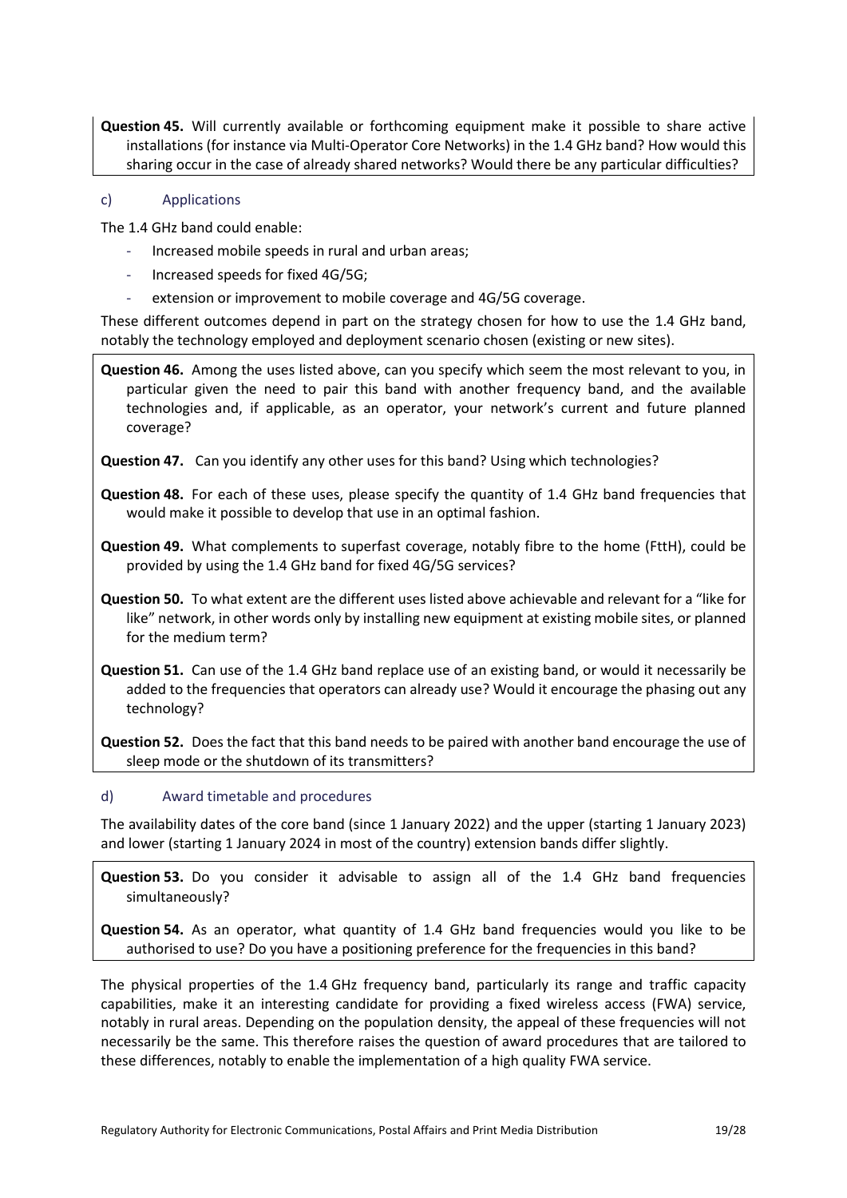**Question 45.** Will currently available or forthcoming equipment make it possible to share active installations (for instance via Multi-Operator Core Networks) in the 1.4 GHz band? How would this sharing occur in the case of already shared networks? Would there be any particular difficulties?

### c) Applications

The 1.4 GHz band could enable:

- Increased mobile speeds in rural and urban areas;
- Increased speeds for fixed 4G/5G;
- extension or improvement to mobile coverage and 4G/5G coverage.

These different outcomes depend in part on the strategy chosen for how to use the 1.4 GHz band, notably the technology employed and deployment scenario chosen (existing or new sites).

**Question 46.** Among the uses listed above, can you specify which seem the most relevant to you, in particular given the need to pair this band with another frequency band, and the available technologies and, if applicable, as an operator, your network's current and future planned coverage?

**Question 47.** Can you identify any other uses for this band? Using which technologies?

**Question 48.** For each of these uses, please specify the quantity of 1.4 GHz band frequencies that would make it possible to develop that use in an optimal fashion.

**Question 49.** What complements to superfast coverage, notably fibre to the home (FttH), could be provided by using the 1.4 GHz band for fixed 4G/5G services?

**Question 50.** To what extent are the different uses listed above achievable and relevant for a "like for like" network, in other words only by installing new equipment at existing mobile sites, or planned for the medium term?

**Question 51.** Can use of the 1.4 GHz band replace use of an existing band, or would it necessarily be added to the frequencies that operators can already use? Would it encourage the phasing out any technology?

**Question 52.** Does the fact that this band needs to be paired with another band encourage the use of sleep mode or the shutdown of its transmitters?

### d) Award timetable and procedures

The availability dates of the core band (since 1 January 2022) and the upper (starting 1 January 2023) and lower (starting 1 January 2024 in most of the country) extension bands differ slightly.

**Question 53.** Do you consider it advisable to assign all of the 1.4 GHz band frequencies simultaneously?

**Question 54.** As an operator, what quantity of 1.4 GHz band frequencies would you like to be authorised to use? Do you have a positioning preference for the frequencies in this band?

The physical properties of the 1.4 GHz frequency band, particularly its range and traffic capacity capabilities, make it an interesting candidate for providing a fixed wireless access (FWA) service, notably in rural areas. Depending on the population density, the appeal of these frequencies will not necessarily be the same. This therefore raises the question of award procedures that are tailored to these differences, notably to enable the implementation of a high quality FWA service.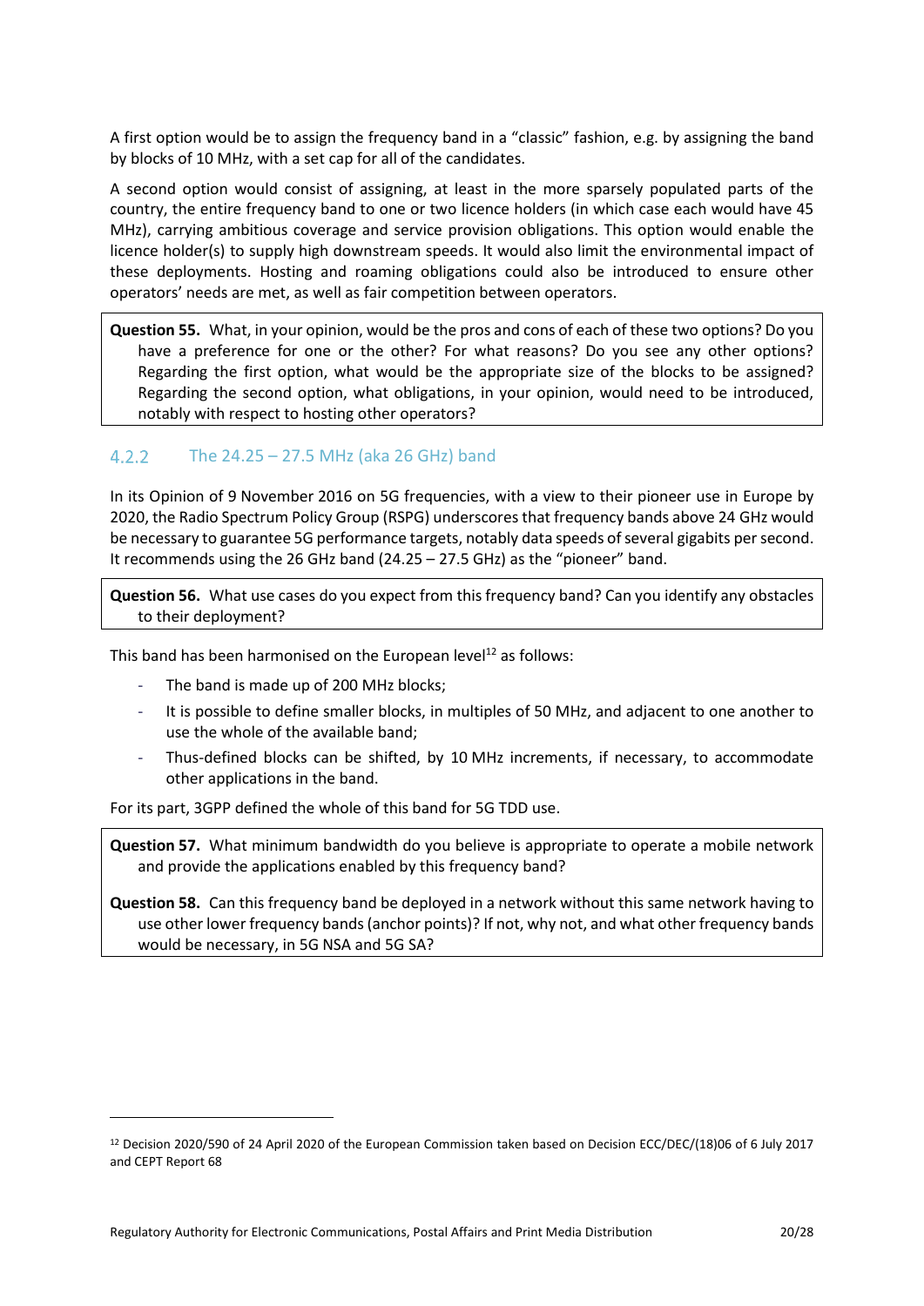A first option would be to assign the frequency band in a "classic" fashion, e.g. by assigning the band by blocks of 10 MHz, with a set cap for all of the candidates.

A second option would consist of assigning, at least in the more sparsely populated parts of the country, the entire frequency band to one or two licence holders (in which case each would have 45 MHz), carrying ambitious coverage and service provision obligations. This option would enable the licence holder(s) to supply high downstream speeds. It would also limit the environmental impact of these deployments. Hosting and roaming obligations could also be introduced to ensure other operators' needs are met, as well as fair competition between operators.

> **Question 55.** What, in your opinion, would be the pros and cons of each of these two options? Do you have a preference for one or the other? For what reasons? Do you see any other options? Regarding the first option, what would be the appropriate size of the blocks to be assigned? Regarding the second option, what obligations, in your opinion, would need to be introduced, notably with respect to hosting other operators?

### 4.2.2 The 24.25 – 27.5 MHz (aka 26 GHz) band

In its Opinion of 9 November 2016 on 5G frequencies, with a view to their pioneer use in Europe by 2020, the Radio Spectrum Policy Group (RSPG) underscores that frequency bands above 24 GHz would be necessary to guarantee 5G performance targets, notably data speeds of several gigabits per second. It recommends using the 26 GHz band (24.25 – 27.5 GHz) as the "pioneer" band.

> **Question 56.** What use cases do you expect from this frequency band? Can you identify any obstacles to their deployment?

This band has been harmonised on the European level[12] as follows:

- The band is made up of 200 MHz blocks;
- It is possible to define smaller blocks, in multiples of 50 MHz, and adjacent to one another to use the whole of the available band;
- Thus-defined blocks can be shifted, by 10 MHz increments, if necessary, to accommodate other applications in the band.

For its part, 3GPP defined the whole of this band for 5G TDD use.

> **Question 57.** What minimum bandwidth do you believe is appropriate to operate a mobile network and provide the applications enabled by this frequency band?
>
> **Question 58.** Can this frequency band be deployed in a network without this same network having to use other lower frequency bands (anchor points)? If not, why not, and what other frequency bands would be necessary, in 5G NSA and 5G SA?

---

[12] Decision 2020/590 of 24 April 2020 of the European Commission taken based on Decision ECC/DEC/(18)06 of 6 July 2017 and CEPT Report 68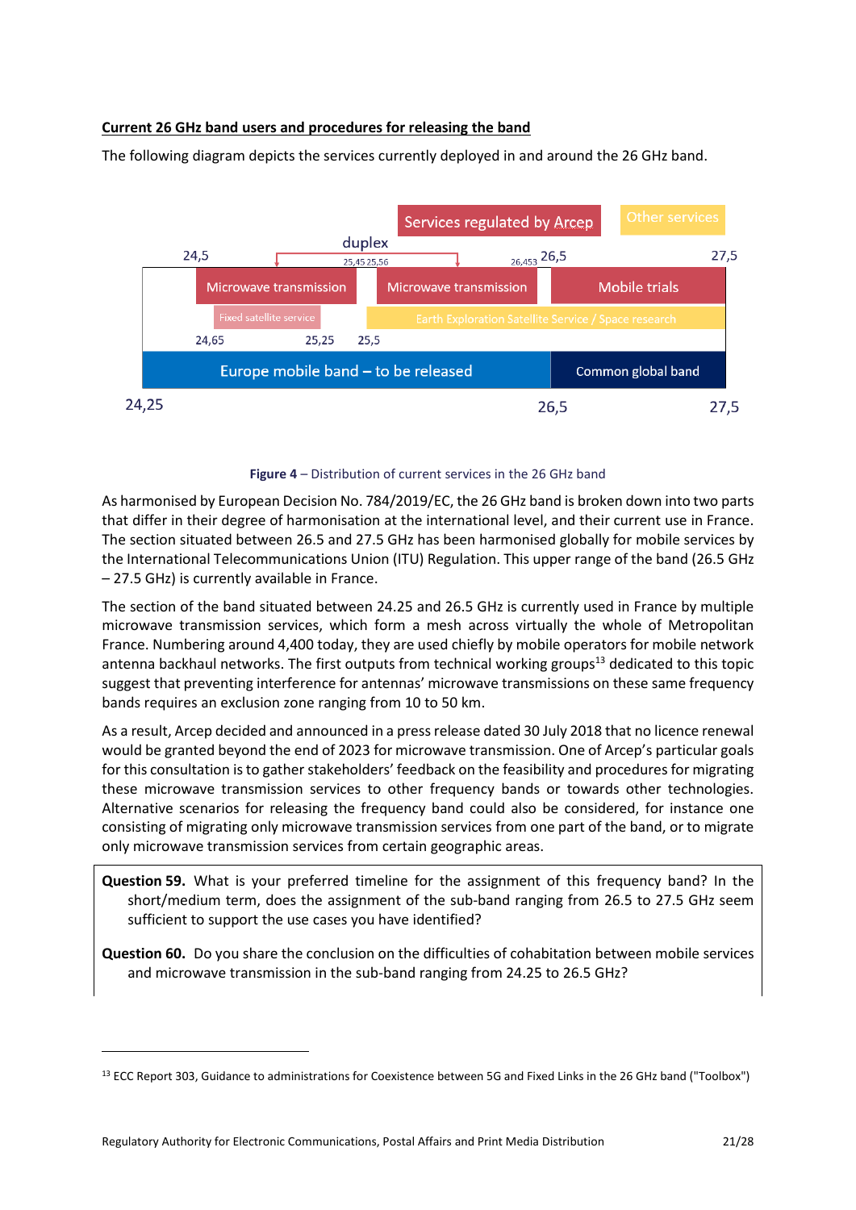**Current 26 GHz band users and procedures for releasing the band**

The following diagram depicts the services currently deployed in and around the 26 GHz band.

Services regulated by Arcep

Other services

duplex

24,5

25,45 25,56

26,453 26,5

27,5

Microwave transmission

Microwave transmission

Mobile trials

Fixed satellite service

Earth Exploration Satellite Service / Space research

24,65

25,25

25,5

Europe mobile band – to be released

Common global band

24,25

26,5

27,5

**Figure 4** – Distribution of current services in the 26 GHz band

As harmonised by European Decision No. 784/2019/EC, the 26 GHz band is broken down into two parts that differ in their degree of harmonisation at the international level, and their current use in France. The section situated between 26.5 and 27.5 GHz has been harmonised globally for mobile services by the International Telecommunications Union (ITU) Regulation. This upper range of the band (26.5 GHz – 27.5 GHz) is currently available in France.

The section of the band situated between 24.25 and 26.5 GHz is currently used in France by multiple microwave transmission services, which form a mesh across virtually the whole of Metropolitan France. Numbering around 4,400 today, they are used chiefly by mobile operators for mobile network antenna backhaul networks. The first outputs from technical working groups[13] dedicated to this topic suggest that preventing interference for antennas' microwave transmissions on these same frequency bands requires an exclusion zone ranging from 10 to 50 km.

As a result, Arcep decided and announced in a press release dated 30 July 2018 that no licence renewal would be granted beyond the end of 2023 for microwave transmission. One of Arcep's particular goals for this consultation is to gather stakeholders' feedback on the feasibility and procedures for migrating these microwave transmission services to other frequency bands or towards other technologies. Alternative scenarios for releasing the frequency band could also be considered, for instance one consisting of migrating only microwave transmission services from one part of the band, or to migrate only microwave transmission services from certain geographic areas.

**Question 59.** What is your preferred timeline for the assignment of this frequency band? In the short/medium term, does the assignment of the sub-band ranging from 26.5 to 27.5 GHz seem sufficient to support the use cases you have identified?

**Question 60.** Do you share the conclusion on the difficulties of cohabitation between mobile services and microwave transmission in the sub-band ranging from 24.25 to 26.5 GHz?

---

[13] ECC Report 303, Guidance to administrations for Coexistence between 5G and Fixed Links in the 26 GHz band ("Toolbox")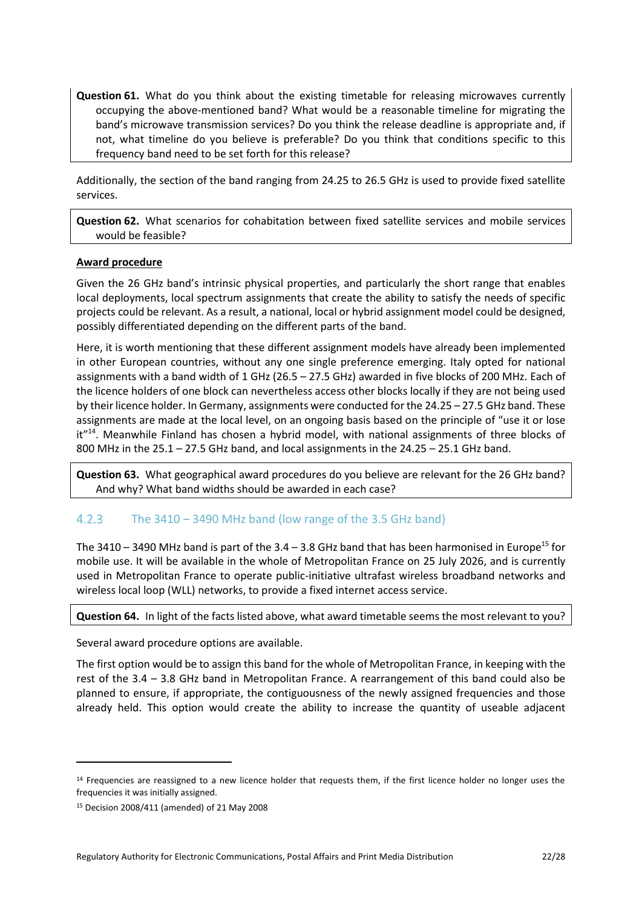**Question 61.** What do you think about the existing timetable for releasing microwaves currently occupying the above-mentioned band? What would be a reasonable timeline for migrating the band's microwave transmission services? Do you think the release deadline is appropriate and, if not, what timeline do you believe is preferable? Do you think that conditions specific to this frequency band need to be set forth for this release?

Additionally, the section of the band ranging from 24.25 to 26.5 GHz is used to provide fixed satellite services.

**Question 62.** What scenarios for cohabitation between fixed satellite services and mobile services would be feasible?

**Award procedure**

Given the 26 GHz band's intrinsic physical properties, and particularly the short range that enables local deployments, local spectrum assignments that create the ability to satisfy the needs of specific projects could be relevant. As a result, a national, local or hybrid assignment model could be designed, possibly differentiated depending on the different parts of the band.

Here, it is worth mentioning that these different assignment models have already been implemented in other European countries, without any one single preference emerging. Italy opted for national assignments with a band width of 1 GHz (26.5 – 27.5 GHz) awarded in five blocks of 200 MHz. Each of the licence holders of one block can nevertheless access other blocks locally if they are not being used by their licence holder. In Germany, assignments were conducted for the 24.25 – 27.5 GHz band. These assignments are made at the local level, on an ongoing basis based on the principle of "use it or lose it"[14]. Meanwhile Finland has chosen a hybrid model, with national assignments of three blocks of 800 MHz in the 25.1 – 27.5 GHz band, and local assignments in the 24.25 – 25.1 GHz band.

**Question 63.** What geographical award procedures do you believe are relevant for the 26 GHz band? And why? What band widths should be awarded in each case?

### 4.2.3 The 3410 – 3490 MHz band (low range of the 3.5 GHz band)

The 3410 – 3490 MHz band is part of the 3.4 – 3.8 GHz band that has been harmonised in Europe[15] for mobile use. It will be available in the whole of Metropolitan France on 25 July 2026, and is currently used in Metropolitan France to operate public-initiative ultrafast wireless broadband networks and wireless local loop (WLL) networks, to provide a fixed internet access service.

**Question 64.** In light of the facts listed above, what award timetable seems the most relevant to you?

Several award procedure options are available.

The first option would be to assign this band for the whole of Metropolitan France, in keeping with the rest of the 3.4 – 3.8 GHz band in Metropolitan France. A rearrangement of this band could also be planned to ensure, if appropriate, the contiguousness of the newly assigned frequencies and those already held. This option would create the ability to increase the quantity of useable adjacent

---

[14] Frequencies are reassigned to a new licence holder that requests them, if the first licence holder no longer uses the frequencies it was initially assigned.

[15] Decision 2008/411 (amended) of 21 May 2008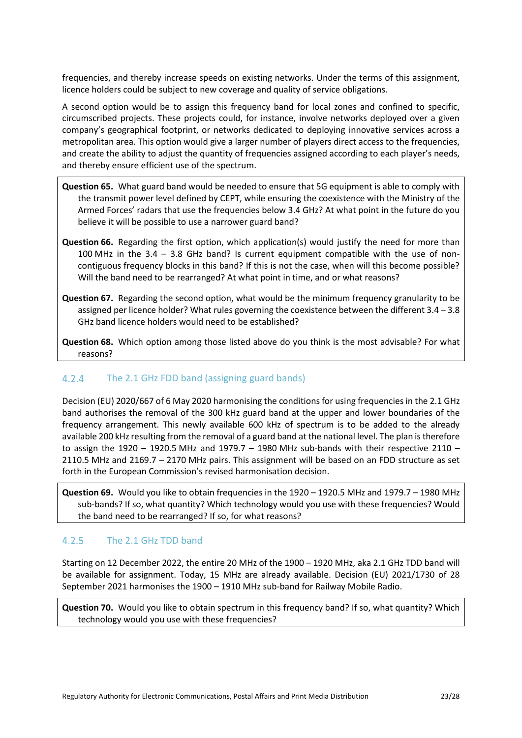frequencies, and thereby increase speeds on existing networks. Under the terms of this assignment, licence holders could be subject to new coverage and quality of service obligations.

A second option would be to assign this frequency band for local zones and confined to specific, circumscribed projects. These projects could, for instance, involve networks deployed over a given company's geographical footprint, or networks dedicated to deploying innovative services across a metropolitan area. This option would give a larger number of players direct access to the frequencies, and create the ability to adjust the quantity of frequencies assigned according to each player's needs, and thereby ensure efficient use of the spectrum.

**Question 65.** What guard band would be needed to ensure that 5G equipment is able to comply with the transmit power level defined by CEPT, while ensuring the coexistence with the Ministry of the Armed Forces' radars that use the frequencies below 3.4 GHz? At what point in the future do you believe it will be possible to use a narrower guard band?

**Question 66.** Regarding the first option, which application(s) would justify the need for more than 100 MHz in the 3.4 – 3.8 GHz band? Is current equipment compatible with the use of non-contiguous frequency blocks in this band? If this is not the case, when will this become possible? Will the band need to be rearranged? At what point in time, and or what reasons?

**Question 67.** Regarding the second option, what would be the minimum frequency granularity to be assigned per licence holder? What rules governing the coexistence between the different 3.4 – 3.8 GHz band licence holders would need to be established?

**Question 68.** Which option among those listed above do you think is the most advisable? For what reasons?

### 4.2.4 The 2.1 GHz FDD band (assigning guard bands)

Decision (EU) 2020/667 of 6 May 2020 harmonising the conditions for using frequencies in the 2.1 GHz band authorises the removal of the 300 kHz guard band at the upper and lower boundaries of the frequency arrangement. This newly available 600 kHz of spectrum is to be added to the already available 200 kHz resulting from the removal of a guard band at the national level. The plan is therefore to assign the 1920 – 1920.5 MHz and 1979.7 – 1980 MHz sub-bands with their respective 2110 – 2110.5 MHz and 2169.7 – 2170 MHz pairs. This assignment will be based on an FDD structure as set forth in the European Commission's revised harmonisation decision.

**Question 69.** Would you like to obtain frequencies in the 1920 – 1920.5 MHz and 1979.7 – 1980 MHz sub-bands? If so, what quantity? Which technology would you use with these frequencies? Would the band need to be rearranged? If so, for what reasons?

### 4.2.5 The 2.1 GHz TDD band

Starting on 12 December 2022, the entire 20 MHz of the 1900 – 1920 MHz, aka 2.1 GHz TDD band will be available for assignment. Today, 15 MHz are already available. Decision (EU) 2021/1730 of 28 September 2021 harmonises the 1900 – 1910 MHz sub-band for Railway Mobile Radio.

**Question 70.** Would you like to obtain spectrum in this frequency band? If so, what quantity? Which technology would you use with these frequencies?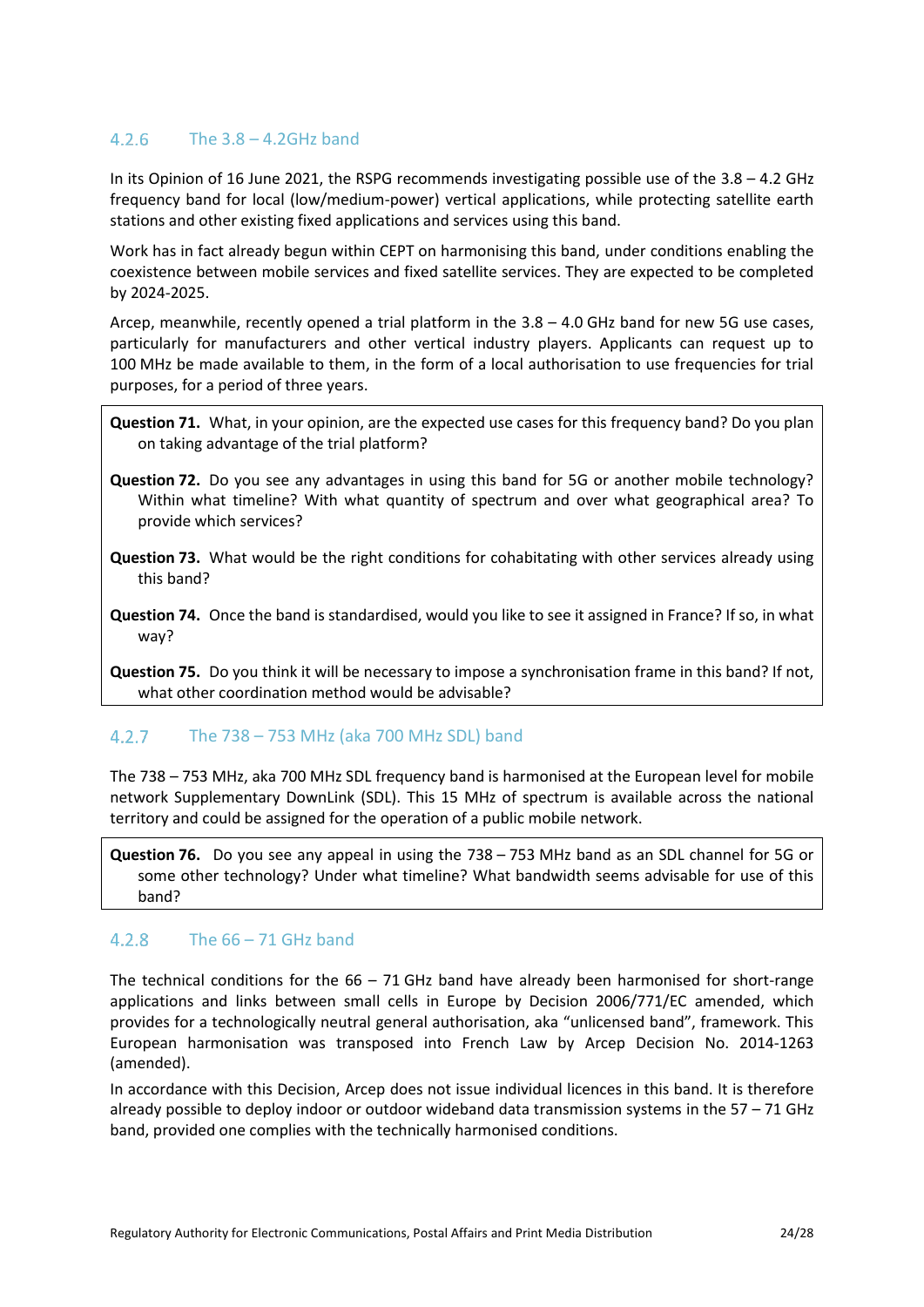### 4.2.6 The 3.8 – 4.2GHz band

In its Opinion of 16 June 2021, the RSPG recommends investigating possible use of the 3.8 – 4.2 GHz frequency band for local (low/medium-power) vertical applications, while protecting satellite earth stations and other existing fixed applications and services using this band.

Work has in fact already begun within CEPT on harmonising this band, under conditions enabling the coexistence between mobile services and fixed satellite services. They are expected to be completed by 2024-2025.

Arcep, meanwhile, recently opened a trial platform in the 3.8 – 4.0 GHz band for new 5G use cases, particularly for manufacturers and other vertical industry players. Applicants can request up to 100 MHz be made available to them, in the form of a local authorisation to use frequencies for trial purposes, for a period of three years.

**Question 71.** What, in your opinion, are the expected use cases for this frequency band? Do you plan on taking advantage of the trial platform?

**Question 72.** Do you see any advantages in using this band for 5G or another mobile technology? Within what timeline? With what quantity of spectrum and over what geographical area? To provide which services?

**Question 73.** What would be the right conditions for cohabitating with other services already using this band?

**Question 74.** Once the band is standardised, would you like to see it assigned in France? If so, in what way?

**Question 75.** Do you think it will be necessary to impose a synchronisation frame in this band? If not, what other coordination method would be advisable?

### 4.2.7 The 738 – 753 MHz (aka 700 MHz SDL) band

The 738 – 753 MHz, aka 700 MHz SDL frequency band is harmonised at the European level for mobile network Supplementary DownLink (SDL). This 15 MHz of spectrum is available across the national territory and could be assigned for the operation of a public mobile network.

**Question 76.** Do you see any appeal in using the 738 – 753 MHz band as an SDL channel for 5G or some other technology? Under what timeline? What bandwidth seems advisable for use of this band?

### 4.2.8 The 66 – 71 GHz band

The technical conditions for the 66 – 71 GHz band have already been harmonised for short-range applications and links between small cells in Europe by Decision 2006/771/EC amended, which provides for a technologically neutral general authorisation, aka "unlicensed band", framework. This European harmonisation was transposed into French Law by Arcep Decision No. 2014-1263 (amended).

In accordance with this Decision, Arcep does not issue individual licences in this band. It is therefore already possible to deploy indoor or outdoor wideband data transmission systems in the 57 – 71 GHz band, provided one complies with the technically harmonised conditions.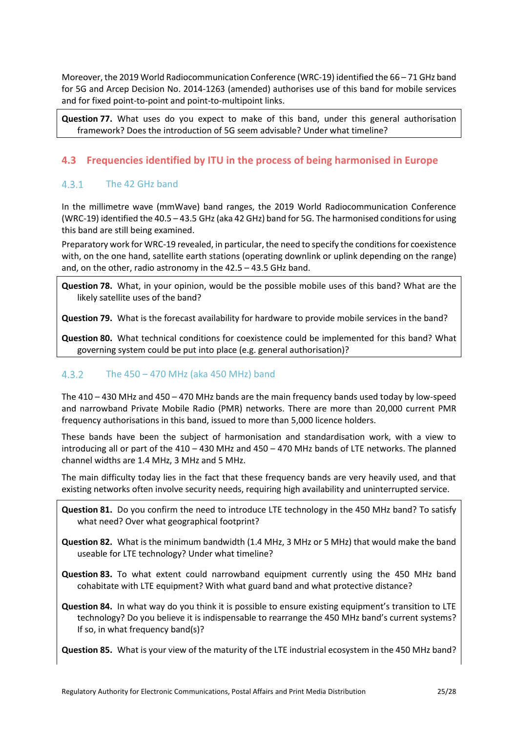Moreover, the 2019 World Radiocommunication Conference (WRC-19) identified the 66 – 71 GHz band for 5G and Arcep Decision No. 2014-1263 (amended) authorises use of this band for mobile services and for fixed point-to-point and point-to-multipoint links.

**Question 77.** What uses do you expect to make of this band, under this general authorisation framework? Does the introduction of 5G seem advisable? Under what timeline?

## 4.3 Frequencies identified by ITU in the process of being harmonised in Europe

### 4.3.1 The 42 GHz band

In the millimetre wave (mmWave) band ranges, the 2019 World Radiocommunication Conference (WRC-19) identified the 40.5 – 43.5 GHz (aka 42 GHz) band for 5G. The harmonised conditions for using this band are still being examined.

Preparatory work for WRC-19 revealed, in particular, the need to specify the conditions for coexistence with, on the one hand, satellite earth stations (operating downlink or uplink depending on the range) and, on the other, radio astronomy in the 42.5 – 43.5 GHz band.

**Question 78.** What, in your opinion, would be the possible mobile uses of this band? What are the likely satellite uses of the band?

**Question 79.** What is the forecast availability for hardware to provide mobile services in the band?

**Question 80.** What technical conditions for coexistence could be implemented for this band? What governing system could be put into place (e.g. general authorisation)?

### 4.3.2 The 450 – 470 MHz (aka 450 MHz) band

The 410 – 430 MHz and 450 – 470 MHz bands are the main frequency bands used today by low-speed and narrowband Private Mobile Radio (PMR) networks. There are more than 20,000 current PMR frequency authorisations in this band, issued to more than 5,000 licence holders.

These bands have been the subject of harmonisation and standardisation work, with a view to introducing all or part of the 410 – 430 MHz and 450 – 470 MHz bands of LTE networks. The planned channel widths are 1.4 MHz, 3 MHz and 5 MHz.

The main difficulty today lies in the fact that these frequency bands are very heavily used, and that existing networks often involve security needs, requiring high availability and uninterrupted service.

**Question 81.** Do you confirm the need to introduce LTE technology in the 450 MHz band? To satisfy what need? Over what geographical footprint?

**Question 82.** What is the minimum bandwidth (1.4 MHz, 3 MHz or 5 MHz) that would make the band useable for LTE technology? Under what timeline?

**Question 83.** To what extent could narrowband equipment currently using the 450 MHz band cohabitate with LTE equipment? With what guard band and what protective distance?

**Question 84.** In what way do you think it is possible to ensure existing equipment's transition to LTE technology? Do you believe it is indispensable to rearrange the 450 MHz band's current systems? If so, in what frequency band(s)?

**Question 85.** What is your view of the maturity of the LTE industrial ecosystem in the 450 MHz band?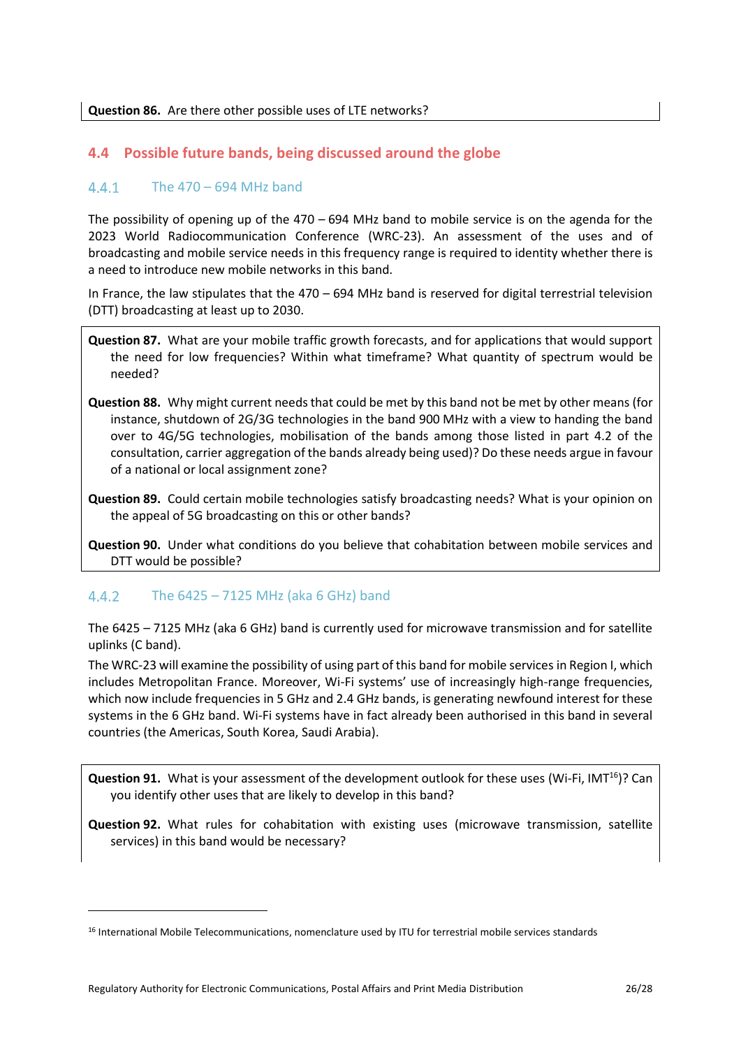**Question 86.** Are there other possible uses of LTE networks?

## 4.4 Possible future bands, being discussed around the globe

### 4.4.1 The 470 – 694 MHz band

The possibility of opening up of the 470 – 694 MHz band to mobile service is on the agenda for the 2023 World Radiocommunication Conference (WRC-23). An assessment of the uses and of broadcasting and mobile service needs in this frequency range is required to identity whether there is a need to introduce new mobile networks in this band.

In France, the law stipulates that the 470 – 694 MHz band is reserved for digital terrestrial television (DTT) broadcasting at least up to 2030.

**Question 87.** What are your mobile traffic growth forecasts, and for applications that would support the need for low frequencies? Within what timeframe? What quantity of spectrum would be needed?

**Question 88.** Why might current needs that could be met by this band not be met by other means (for instance, shutdown of 2G/3G technologies in the band 900 MHz with a view to handing the band over to 4G/5G technologies, mobilisation of the bands among those listed in part 4.2 of the consultation, carrier aggregation of the bands already being used)? Do these needs argue in favour of a national or local assignment zone?

**Question 89.** Could certain mobile technologies satisfy broadcasting needs? What is your opinion on the appeal of 5G broadcasting on this or other bands?

**Question 90.** Under what conditions do you believe that cohabitation between mobile services and DTT would be possible?

### 4.4.2 The 6425 – 7125 MHz (aka 6 GHz) band

The 6425 – 7125 MHz (aka 6 GHz) band is currently used for microwave transmission and for satellite uplinks (C band).

The WRC-23 will examine the possibility of using part of this band for mobile services in Region I, which includes Metropolitan France. Moreover, Wi-Fi systems' use of increasingly high-range frequencies, which now include frequencies in 5 GHz and 2.4 GHz bands, is generating newfound interest for these systems in the 6 GHz band. Wi-Fi systems have in fact already been authorised in this band in several countries (the Americas, South Korea, Saudi Arabia).

**Question 91.** What is your assessment of the development outlook for these uses (Wi-Fi, IMT[16])? Can you identify other uses that are likely to develop in this band?

**Question 92.** What rules for cohabitation with existing uses (microwave transmission, satellite services) in this band would be necessary?

[16] International Mobile Telecommunications, nomenclature used by ITU for terrestrial mobile services standards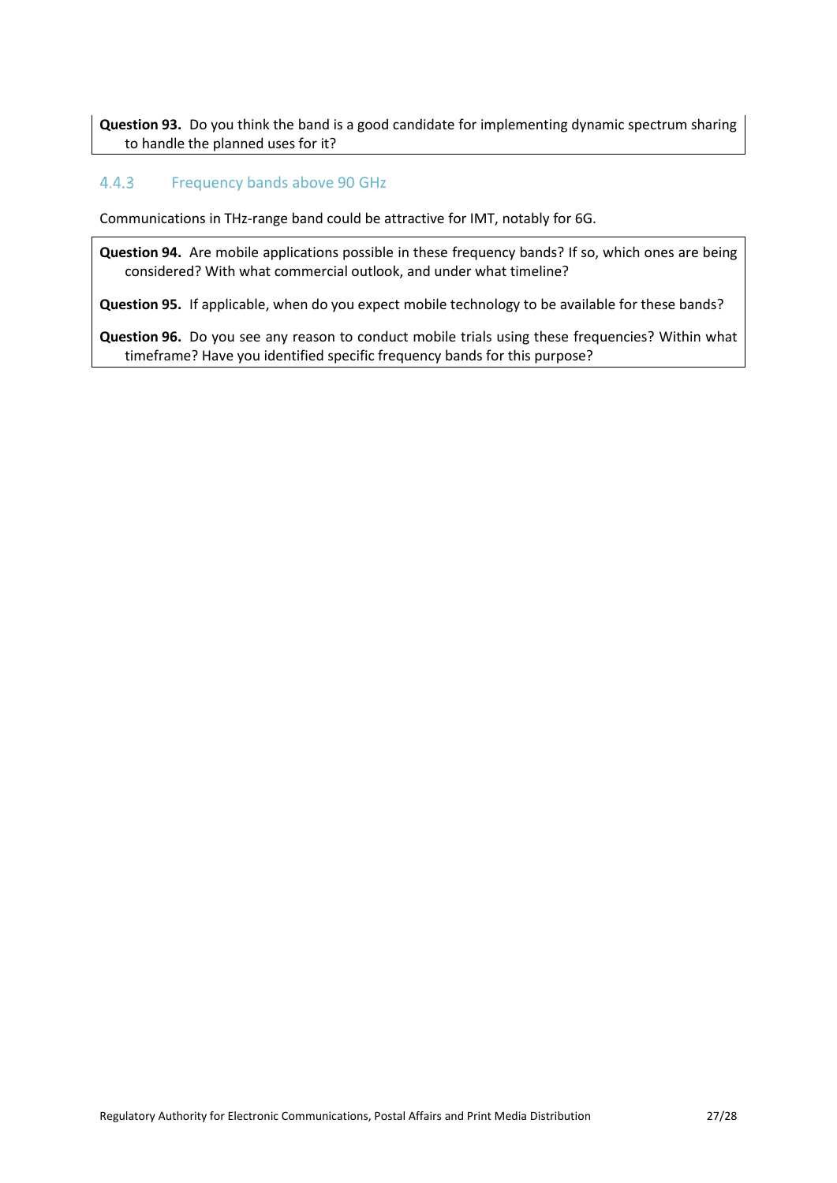**Question 93.** Do you think the band is a good candidate for implementing dynamic spectrum sharing to handle the planned uses for it?

### 4.4.3 Frequency bands above 90 GHz

Communications in THz-range band could be attractive for IMT, notably for 6G.

**Question 94.** Are mobile applications possible in these frequency bands? If so, which ones are being considered? With what commercial outlook, and under what timeline?

**Question 95.** If applicable, when do you expect mobile technology to be available for these bands?

**Question 96.** Do you see any reason to conduct mobile trials using these frequencies? Within what timeframe? Have you identified specific frequency bands for this purpose?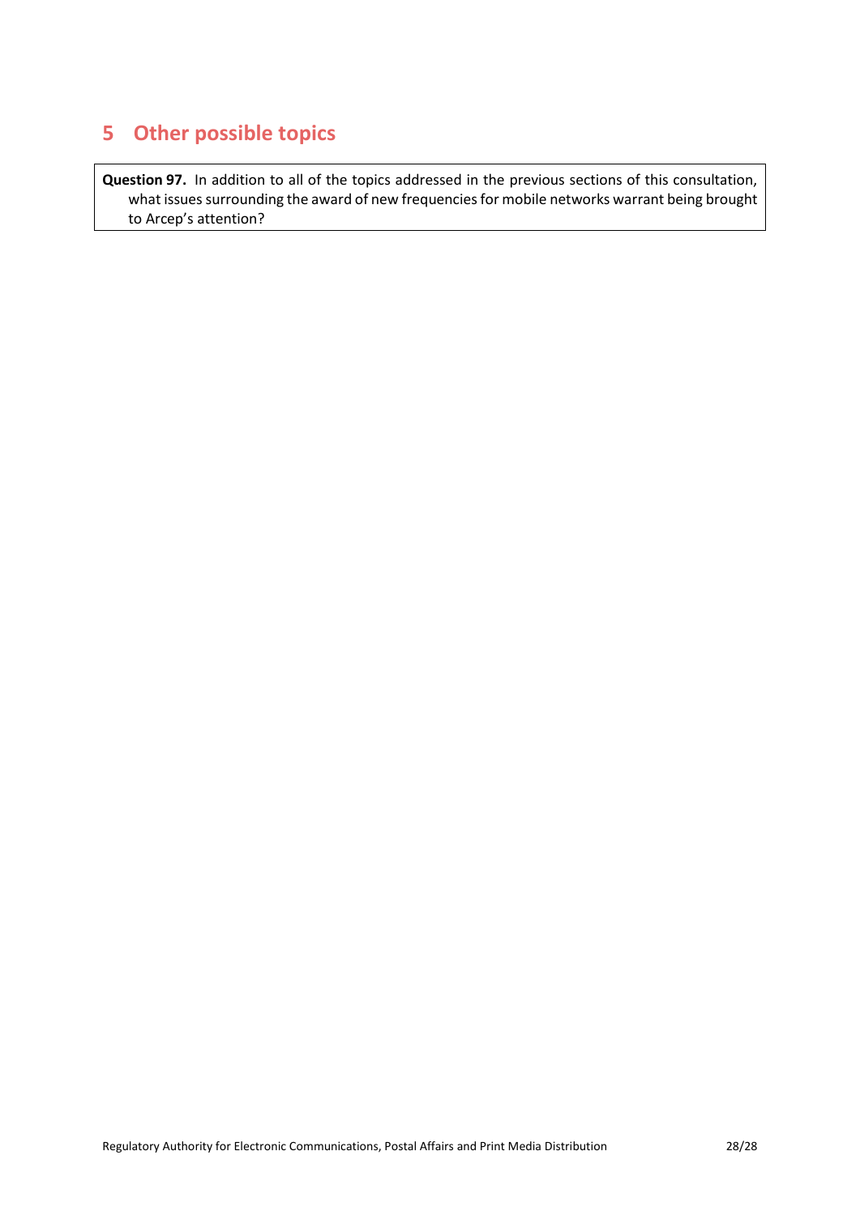# 5 Other possible topics

**Question 97.** In addition to all of the topics addressed in the previous sections of this consultation, what issues surrounding the award of new frequencies for mobile networks warrant being brought to Arcep's attention?